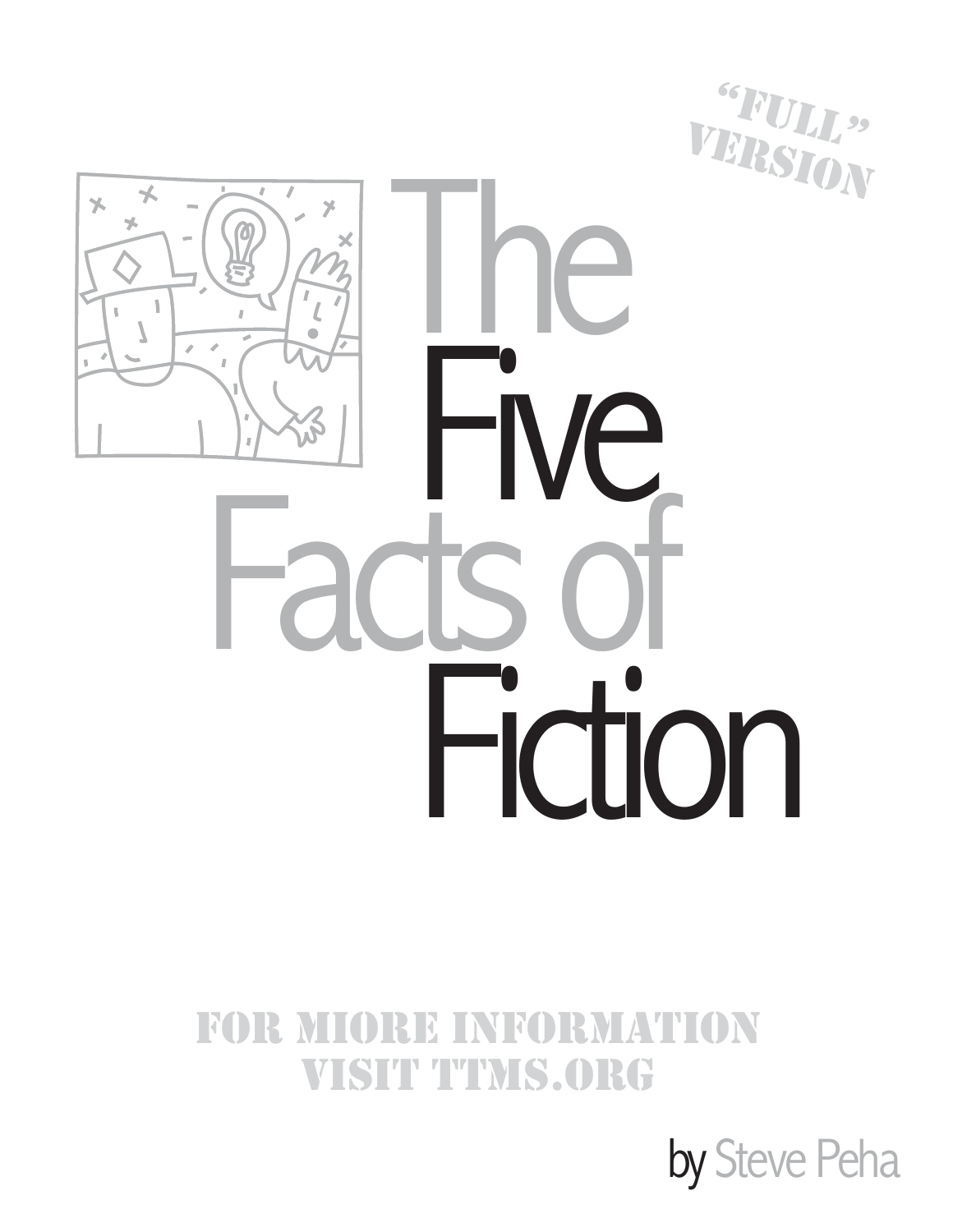"FULL" VERSION

# The Five Facts of Fiction

FOR MIORE INFORMATION
VISIT TTMS.ORG

by Steve Peha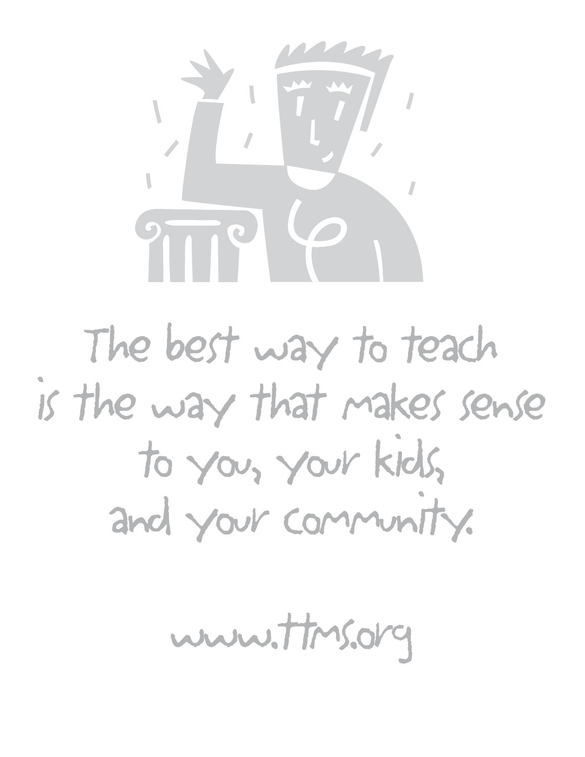The best way to teach
is the way that makes sense
to you, your kids,
and your community.

www.ttms.org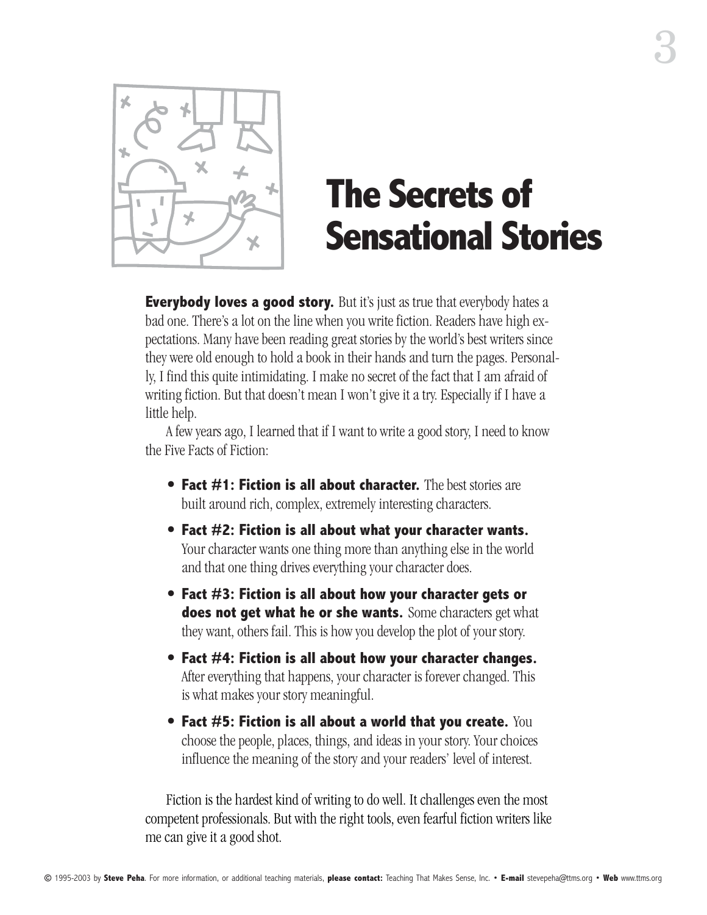# The Secrets of Sensational Stories

**Everybody loves a good story.** But it's just as true that everybody hates a bad one. There's a lot on the line when you write fiction. Readers have high expectations. Many have been reading great stories by the world's best writers since they were old enough to hold a book in their hands and turn the pages. Personally, I find this quite intimidating. I make no secret of the fact that I am afraid of writing fiction. But that doesn't mean I won't give it a try. Especially if I have a little help.

A few years ago, I learned that if I want to write a good story, I need to know the Five Facts of Fiction:

- **Fact #1: Fiction is all about character.** The best stories are built around rich, complex, extremely interesting characters.
- **Fact #2: Fiction is all about what your character wants.** Your character wants one thing more than anything else in the world and that one thing drives everything your character does.
- **Fact #3: Fiction is all about how your character gets or does not get what he or she wants.** Some characters get what they want, others fail. This is how you develop the plot of your story.
- **Fact #4: Fiction is all about how your character changes.** After everything that happens, your character is forever changed. This is what makes your story meaningful.
- **Fact #5: Fiction is all about a world that you create.** You choose the people, places, things, and ideas in your story. Your choices influence the meaning of the story and your readers' level of interest.

Fiction is the hardest kind of writing to do well. It challenges even the most competent professionals. But with the right tools, even fearful fiction writers like me can give it a good shot.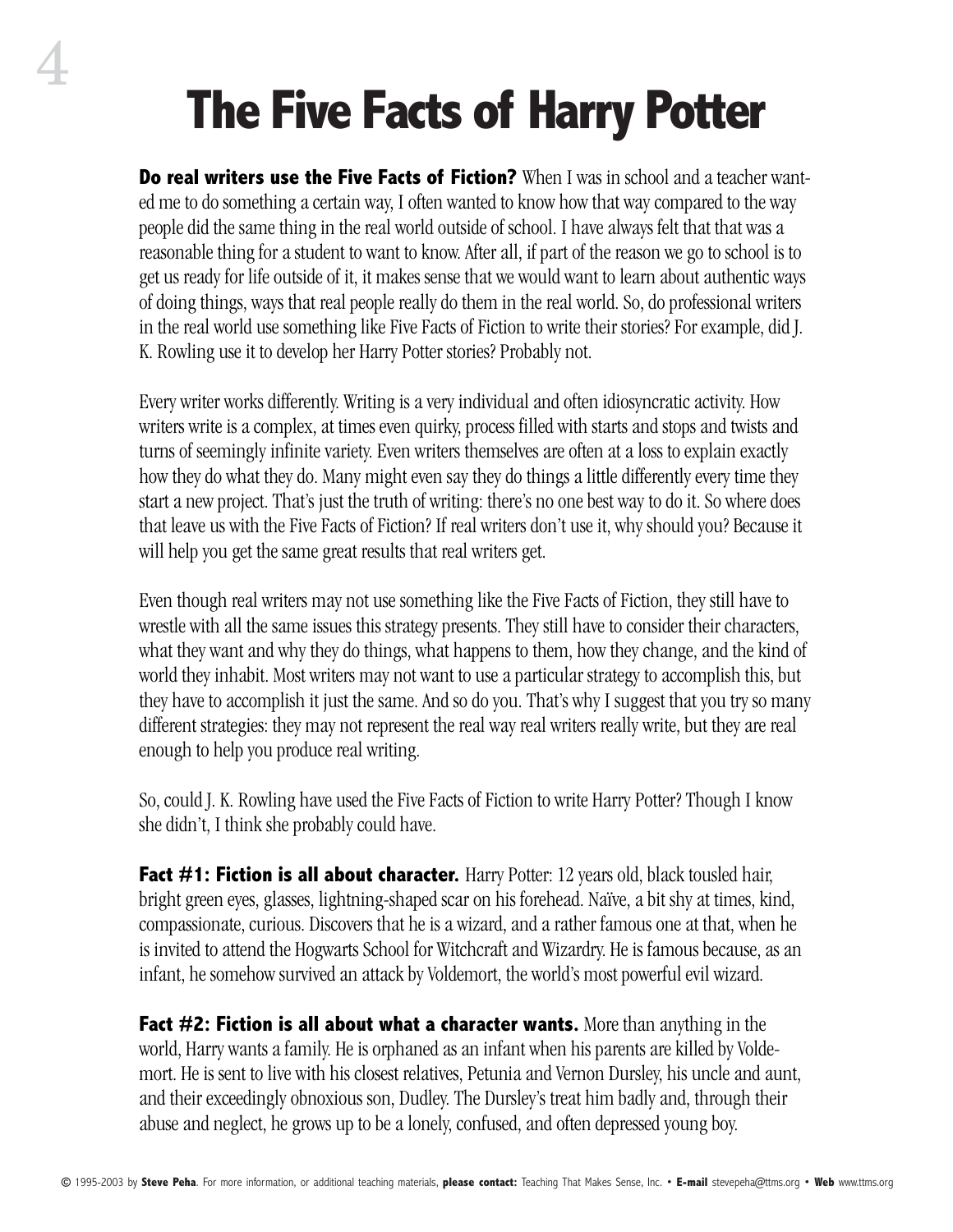# The Five Facts of Harry Potter

**Do real writers use the Five Facts of Fiction?** When I was in school and a teacher wanted me to do something a certain way, I often wanted to know how that way compared to the way people did the same thing in the real world outside of school. I have always felt that that was a reasonable thing for a student to want to know. After all, if part of the reason we go to school is to get us ready for life outside of it, it makes sense that we would want to learn about authentic ways of doing things, ways that real people really do them in the real world. So, do professional writers in the real world use something like Five Facts of Fiction to write their stories? For example, did J. K. Rowling use it to develop her Harry Potter stories? Probably not.

Every writer works differently. Writing is a very individual and often idiosyncratic activity. How writers write is a complex, at times even quirky, process filled with starts and stops and twists and turns of seemingly infinite variety. Even writers themselves are often at a loss to explain exactly how they do what they do. Many might even say they do things a little differently every time they start a new project. That's just the truth of writing: there's no one best way to do it. So where does that leave us with the Five Facts of Fiction? If real writers don't use it, why should you? Because it will help you get the same great results that real writers get.

Even though real writers may not use something like the Five Facts of Fiction, they still have to wrestle with all the same issues this strategy presents. They still have to consider their characters, what they want and why they do things, what happens to them, how they change, and the kind of world they inhabit. Most writers may not want to use a particular strategy to accomplish this, but they have to accomplish it just the same. And so do you. That's why I suggest that you try so many different strategies: they may not represent the real way real writers really write, but they are real enough to help you produce real writing.

So, could J. K. Rowling have used the Five Facts of Fiction to write Harry Potter? Though I know she didn't, I think she probably could have.

**Fact #1: Fiction is all about character.** Harry Potter: 12 years old, black tousled hair, bright green eyes, glasses, lightning-shaped scar on his forehead. Naïve, a bit shy at times, kind, compassionate, curious. Discovers that he is a wizard, and a rather famous one at that, when he is invited to attend the Hogwarts School for Witchcraft and Wizardry. He is famous because, as an infant, he somehow survived an attack by Voldemort, the world's most powerful evil wizard.

**Fact #2: Fiction is all about what a character wants.** More than anything in the world, Harry wants a family. He is orphaned as an infant when his parents are killed by Voldemort. He is sent to live with his closest relatives, Petunia and Vernon Dursley, his uncle and aunt, and their exceedingly obnoxious son, Dudley. The Dursley's treat him badly and, through their abuse and neglect, he grows up to be a lonely, confused, and often depressed young boy.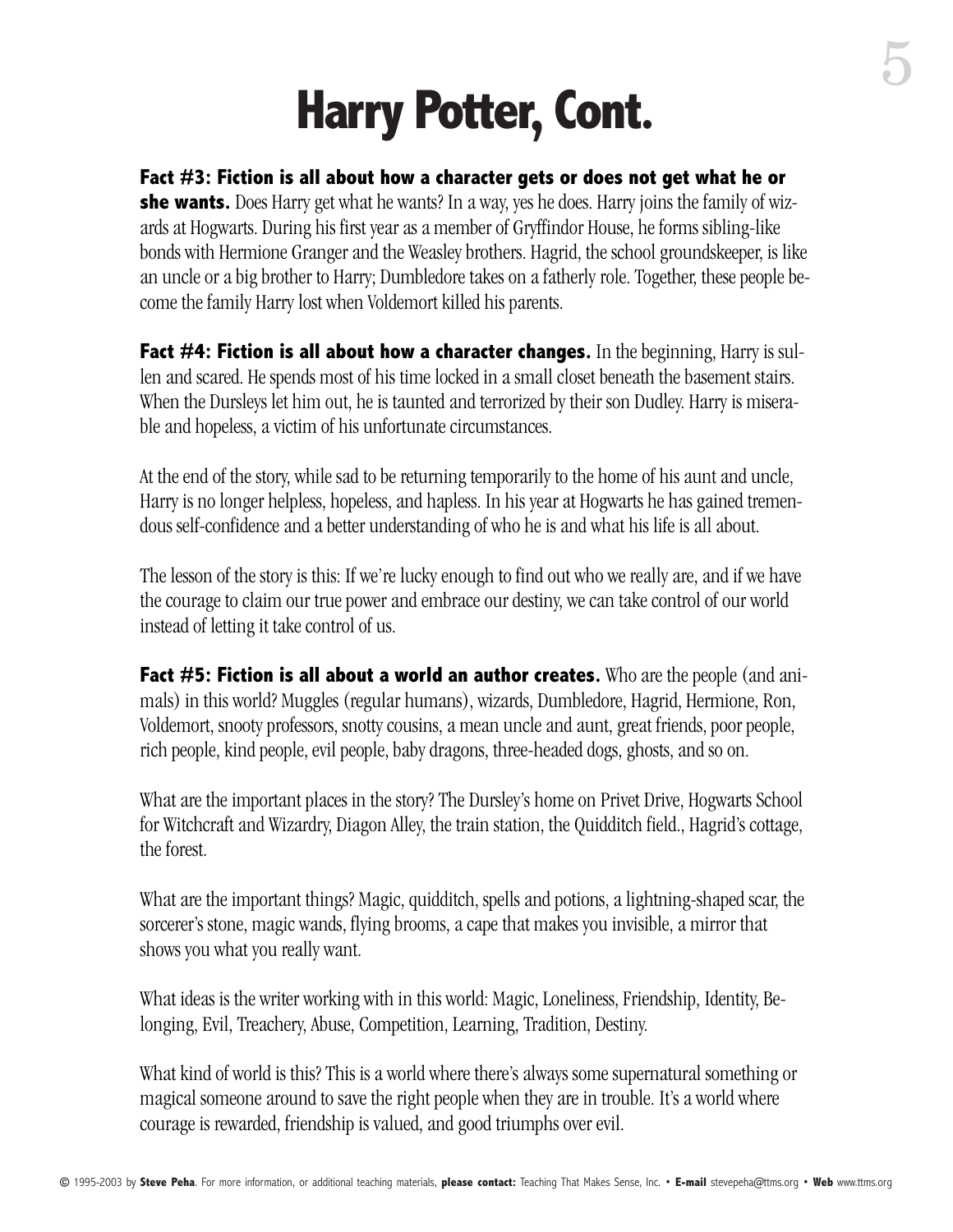# Harry Potter, Cont.

**Fact #3: Fiction is all about how a character gets or does not get what he or she wants.** Does Harry get what he wants? In a way, yes he does. Harry joins the family of wizards at Hogwarts. During his first year as a member of Gryffindor House, he forms sibling-like bonds with Hermione Granger and the Weasley brothers. Hagrid, the school groundskeeper, is like an uncle or a big brother to Harry; Dumbledore takes on a fatherly role. Together, these people become the family Harry lost when Voldemort killed his parents.

**Fact #4: Fiction is all about how a character changes.** In the beginning, Harry is sullen and scared. He spends most of his time locked in a small closet beneath the basement stairs. When the Dursleys let him out, he is taunted and terrorized by their son Dudley. Harry is miserable and hopeless, a victim of his unfortunate circumstances.

At the end of the story, while sad to be returning temporarily to the home of his aunt and uncle, Harry is no longer helpless, hopeless, and hapless. In his year at Hogwarts he has gained tremendous self-confidence and a better understanding of who he is and what his life is all about.

The lesson of the story is this: If we're lucky enough to find out who we really are, and if we have the courage to claim our true power and embrace our destiny, we can take control of our world instead of letting it take control of us.

**Fact #5: Fiction is all about a world an author creates.** Who are the people (and animals) in this world? Muggles (regular humans), wizards, Dumbledore, Hagrid, Hermione, Ron, Voldemort, snooty professors, snotty cousins, a mean uncle and aunt, great friends, poor people, rich people, kind people, evil people, baby dragons, three-headed dogs, ghosts, and so on.

What are the important places in the story? The Dursley's home on Privet Drive, Hogwarts School for Witchcraft and Wizardry, Diagon Alley, the train station, the Quidditch field., Hagrid's cottage, the forest.

What are the important things? Magic, quidditch, spells and potions, a lightning-shaped scar, the sorcerer's stone, magic wands, flying brooms, a cape that makes you invisible, a mirror that shows you what you really want.

What ideas is the writer working with in this world: Magic, Loneliness, Friendship, Identity, Belonging, Evil, Treachery, Abuse, Competition, Learning, Tradition, Destiny.

What kind of world is this? This is a world where there's always some supernatural something or magical someone around to save the right people when they are in trouble. It's a world where courage is rewarded, friendship is valued, and good triumphs over evil.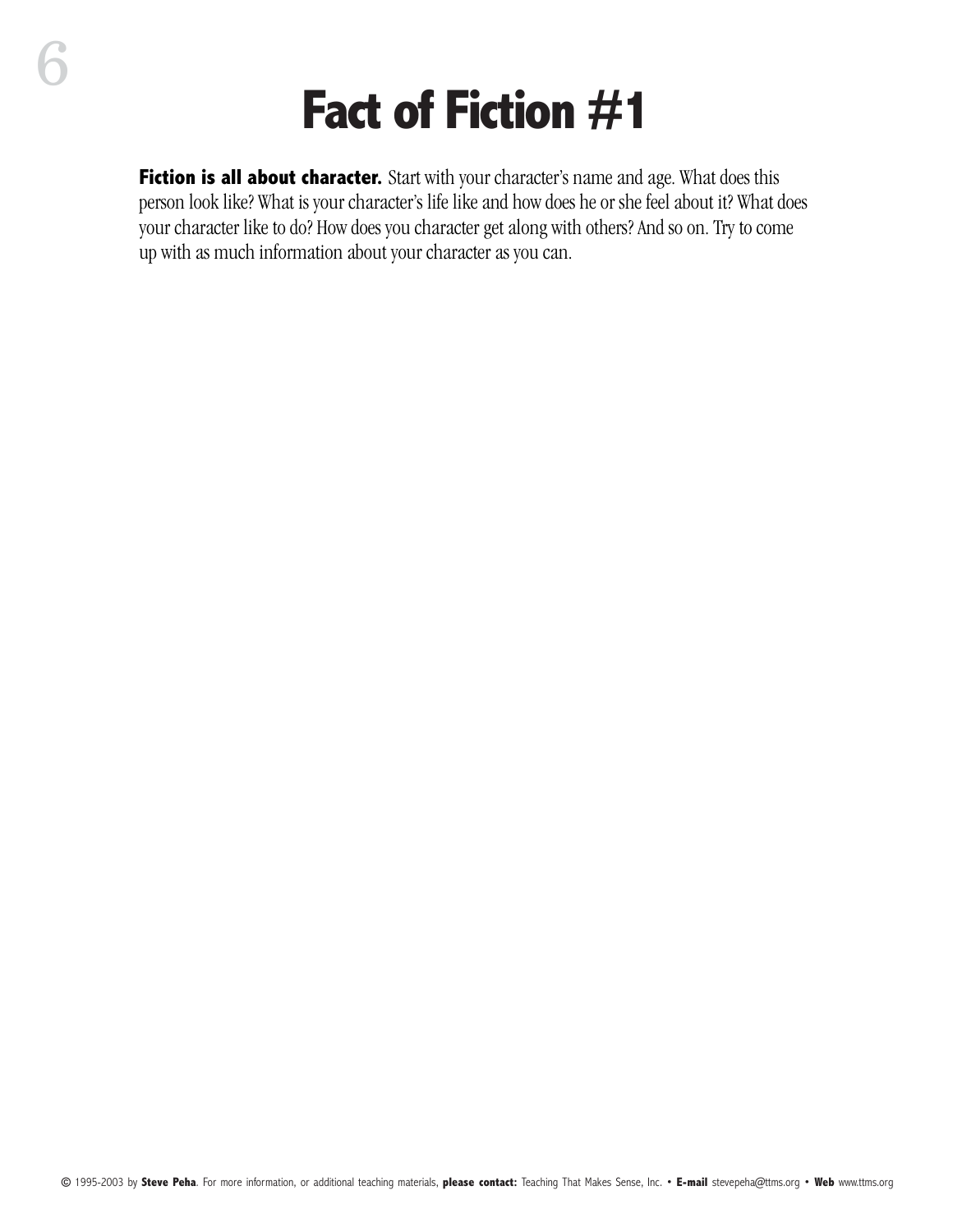# Fact of Fiction #1

**Fiction is all about character.** Start with your character's name and age. What does this person look like? What is your character's life like and how does he or she feel about it? What does your character like to do? How does you character get along with others? And so on. Try to come up with as much information about your character as you can.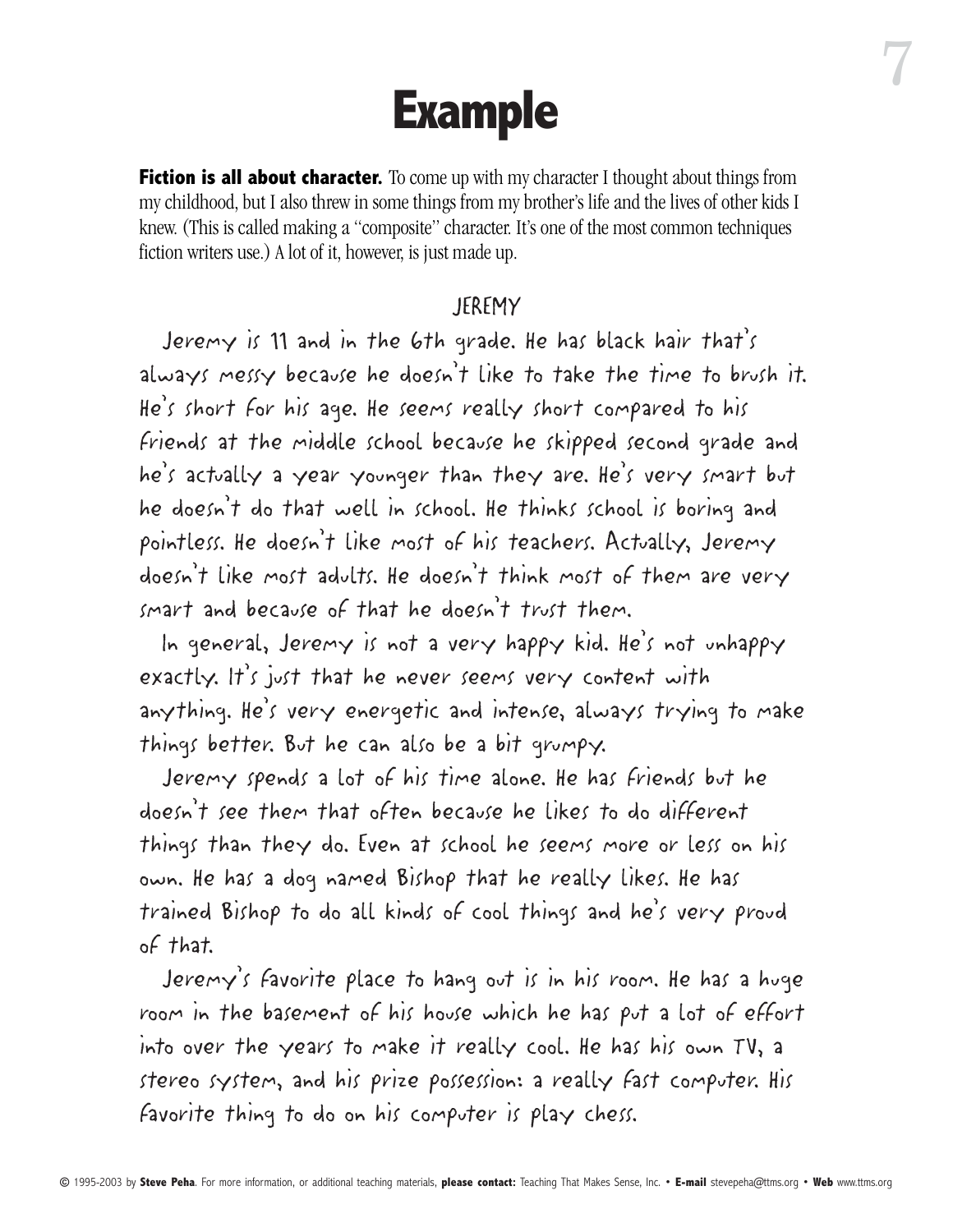# Example

**Fiction is all about character.** To come up with my character I thought about things from my childhood, but I also threw in some things from my brother's life and the lives of other kids I knew. (This is called making a "composite" character. It's one of the most common techniques fiction writers use.) A lot of it, however, is just made up.

## JEREMY

Jeremy is 11 and in the 6th grade. He has black hair that's always messy because he doesn't like to take the time to brush it. He's short for his age. He seems really short compared to his friends at the middle school because he skipped second grade and he's actually a year younger than they are. He's very smart but he doesn't do that well in school. He thinks school is boring and pointless. He doesn't like most of his teachers. Actually, Jeremy doesn't like most adults. He doesn't think most of them are very smart and because of that he doesn't trust them.

In general, Jeremy is not a very happy kid. He's not unhappy exactly. It's just that he never seems very content with anything. He's very energetic and intense, always trying to make things better. But he can also be a bit grumpy.

Jeremy spends a lot of his time alone. He has friends but he doesn't see them that often because he likes to do different things than they do. Even at school he seems more or less on his own. He has a dog named Bishop that he really likes. He has trained Bishop to do all kinds of cool things and he's very proud of that.

Jeremy's favorite place to hang out is in his room. He has a huge room in the basement of his house which he has put a lot of effort into over the years to make it really cool. He has his own TV, a stereo system, and his prize possession: a really fast computer. His favorite thing to do on his computer is play chess.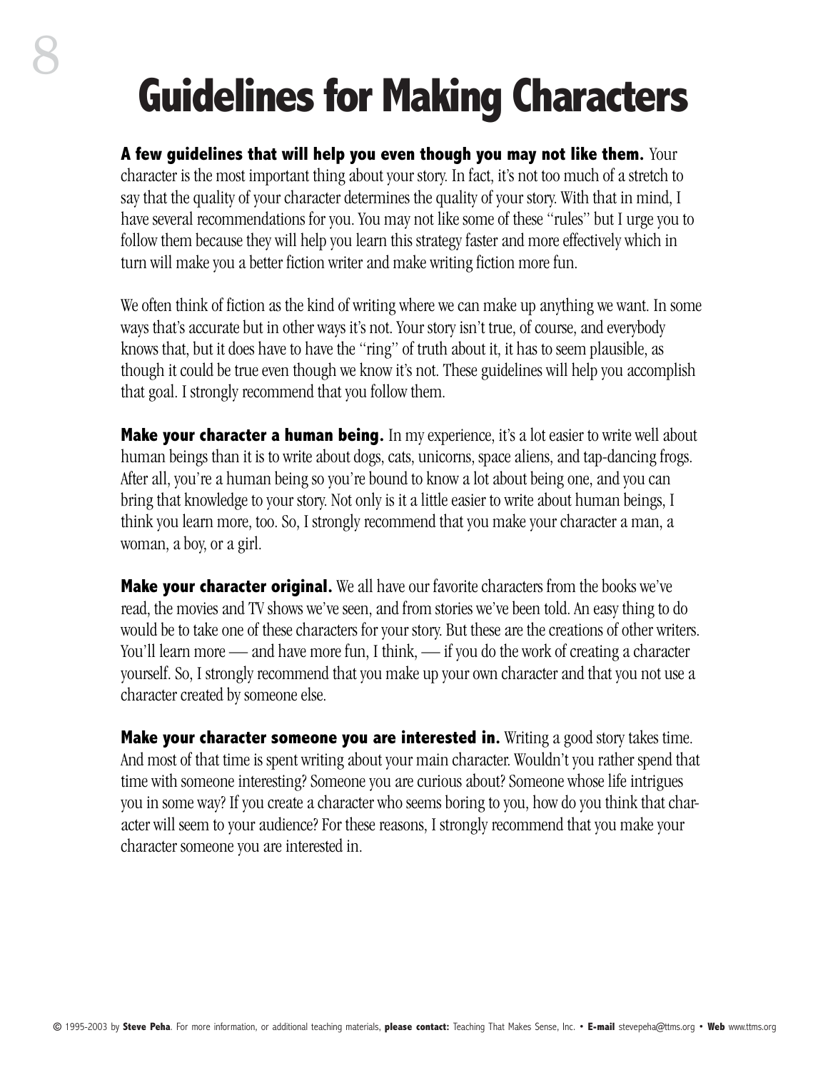# Guidelines for Making Characters

**A few guidelines that will help you even though you may not like them.** Your character is the most important thing about your story. In fact, it's not too much of a stretch to say that the quality of your character determines the quality of your story. With that in mind, I have several recommendations for you. You may not like some of these "rules" but I urge you to follow them because they will help you learn this strategy faster and more effectively which in turn will make you a better fiction writer and make writing fiction more fun.

We often think of fiction as the kind of writing where we can make up anything we want. In some ways that's accurate but in other ways it's not. Your story isn't true, of course, and everybody knows that, but it does have to have the "ring" of truth about it, it has to seem plausible, as though it could be true even though we know it's not. These guidelines will help you accomplish that goal. I strongly recommend that you follow them.

**Make your character a human being.** In my experience, it's a lot easier to write well about human beings than it is to write about dogs, cats, unicorns, space aliens, and tap-dancing frogs. After all, you're a human being so you're bound to know a lot about being one, and you can bring that knowledge to your story. Not only is it a little easier to write about human beings, I think you learn more, too. So, I strongly recommend that you make your character a man, a woman, a boy, or a girl.

**Make your character original.** We all have our favorite characters from the books we've read, the movies and TV shows we've seen, and from stories we've been told. An easy thing to do would be to take one of these characters for your story. But these are the creations of other writers. You'll learn more — and have more fun, I think, — if you do the work of creating a character yourself. So, I strongly recommend that you make up your own character and that you not use a character created by someone else.

**Make your character someone you are interested in.** Writing a good story takes time. And most of that time is spent writing about your main character. Wouldn't you rather spend that time with someone interesting? Someone you are curious about? Someone whose life intrigues you in some way? If you create a character who seems boring to you, how do you think that character will seem to your audience? For these reasons, I strongly recommend that you make your character someone you are interested in.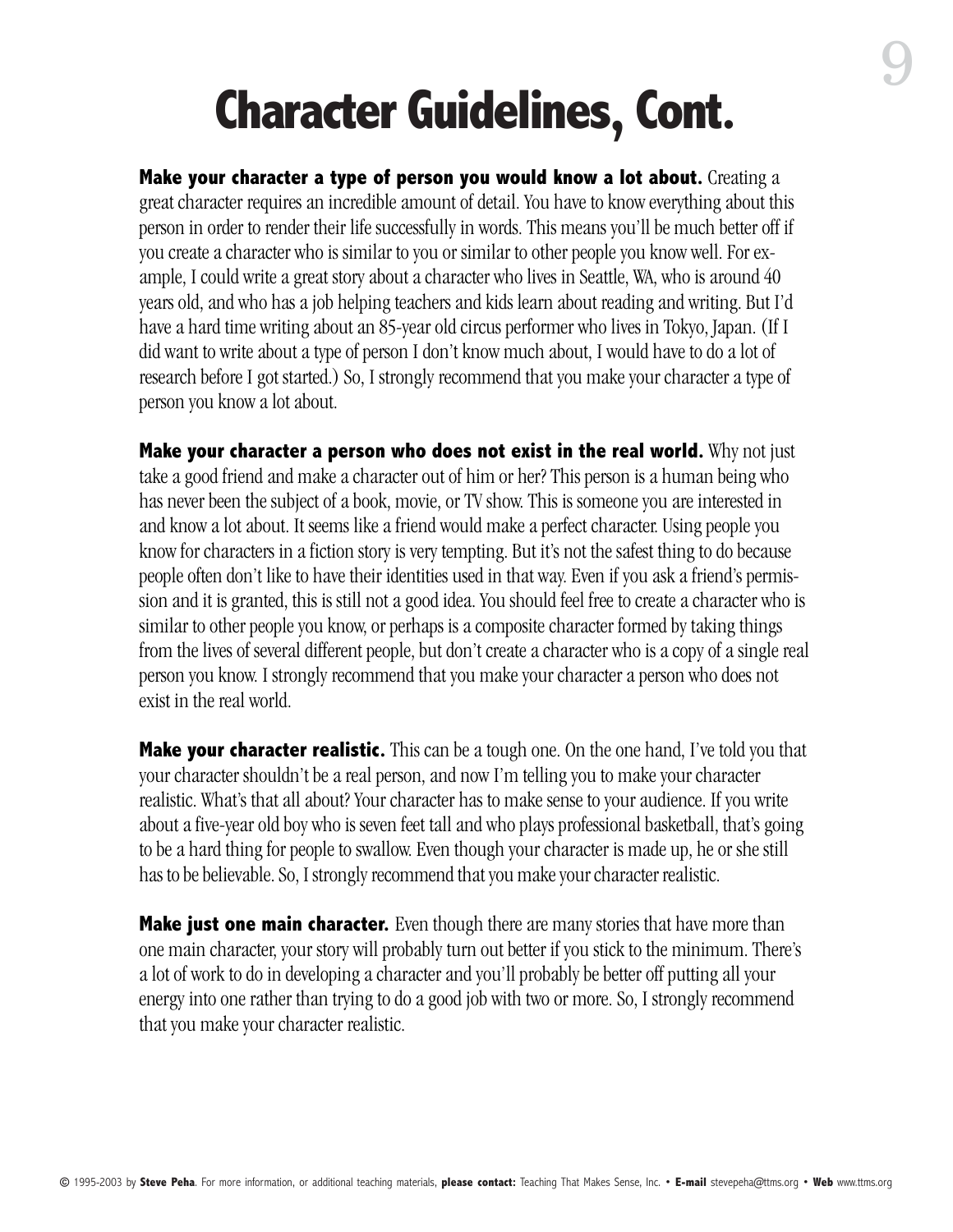# Character Guidelines, Cont.

**Make your character a type of person you would know a lot about.** Creating a great character requires an incredible amount of detail. You have to know everything about this person in order to render their life successfully in words. This means you'll be much better off if you create a character who is similar to you or similar to other people you know well. For example, I could write a great story about a character who lives in Seattle, WA, who is around 40 years old, and who has a job helping teachers and kids learn about reading and writing. But I'd have a hard time writing about an 85-year old circus performer who lives in Tokyo, Japan. (If I did want to write about a type of person I don't know much about, I would have to do a lot of research before I got started.) So, I strongly recommend that you make your character a type of person you know a lot about.

**Make your character a person who does not exist in the real world.** Why not just take a good friend and make a character out of him or her? This person is a human being who has never been the subject of a book, movie, or TV show. This is someone you are interested in and know a lot about. It seems like a friend would make a perfect character. Using people you know for characters in a fiction story is very tempting. But it's not the safest thing to do because people often don't like to have their identities used in that way. Even if you ask a friend's permission and it is granted, this is still not a good idea. You should feel free to create a character who is similar to other people you know, or perhaps is a composite character formed by taking things from the lives of several different people, but don't create a character who is a copy of a single real person you know. I strongly recommend that you make your character a person who does not exist in the real world.

**Make your character realistic.** This can be a tough one. On the one hand, I've told you that your character shouldn't be a real person, and now I'm telling you to make your character realistic. What's that all about? Your character has to make sense to your audience. If you write about a five-year old boy who is seven feet tall and who plays professional basketball, that's going to be a hard thing for people to swallow. Even though your character is made up, he or she still has to be believable. So, I strongly recommend that you make your character realistic.

**Make just one main character.** Even though there are many stories that have more than one main character, your story will probably turn out better if you stick to the minimum. There's a lot of work to do in developing a character and you'll probably be better off putting all your energy into one rather than trying to do a good job with two or more. So, I strongly recommend that you make your character realistic.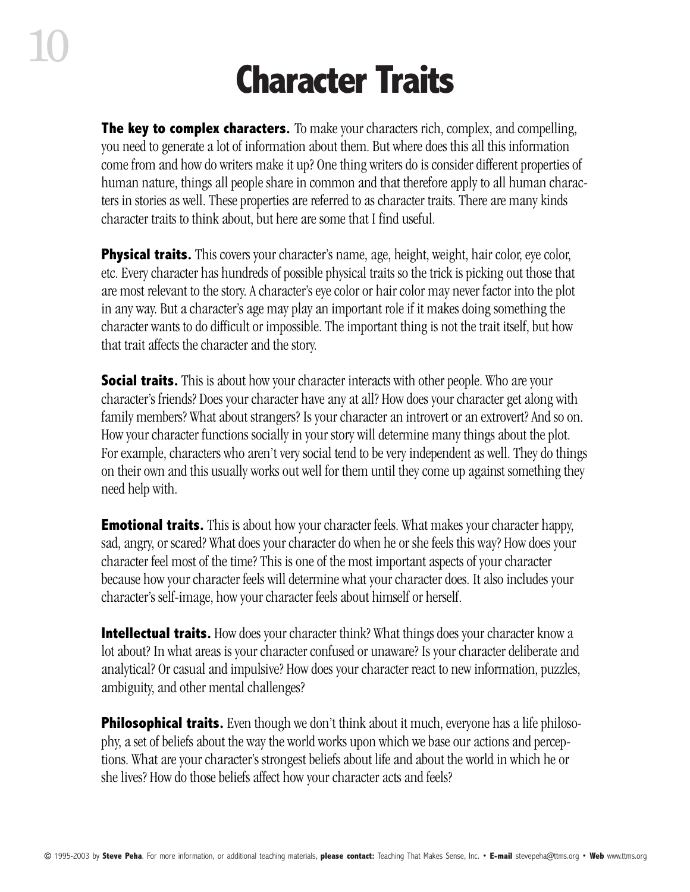# Character Traits

**The key to complex characters.** To make your characters rich, complex, and compelling, you need to generate a lot of information about them. But where does this all this information come from and how do writers make it up? One thing writers do is consider different properties of human nature, things all people share in common and that therefore apply to all human characters in stories as well. These properties are referred to as character traits. There are many kinds character traits to think about, but here are some that I find useful.

**Physical traits.** This covers your character's name, age, height, weight, hair color, eye color, etc. Every character has hundreds of possible physical traits so the trick is picking out those that are most relevant to the story. A character's eye color or hair color may never factor into the plot in any way. But a character's age may play an important role if it makes doing something the character wants to do difficult or impossible. The important thing is not the trait itself, but how that trait affects the character and the story.

**Social traits.** This is about how your character interacts with other people. Who are your character's friends? Does your character have any at all? How does your character get along with family members? What about strangers? Is your character an introvert or an extrovert? And so on. How your character functions socially in your story will determine many things about the plot. For example, characters who aren't very social tend to be very independent as well. They do things on their own and this usually works out well for them until they come up against something they need help with.

**Emotional traits.** This is about how your character feels. What makes your character happy, sad, angry, or scared? What does your character do when he or she feels this way? How does your character feel most of the time? This is one of the most important aspects of your character because how your character feels will determine what your character does. It also includes your character's self-image, how your character feels about himself or herself.

**Intellectual traits.** How does your character think? What things does your character know a lot about? In what areas is your character confused or unaware? Is your character deliberate and analytical? Or casual and impulsive? How does your character react to new information, puzzles, ambiguity, and other mental challenges?

**Philosophical traits.** Even though we don't think about it much, everyone has a life philosophy, a set of beliefs about the way the world works upon which we base our actions and perceptions. What are your character's strongest beliefs about life and about the world in which he or she lives? How do those beliefs affect how your character acts and feels?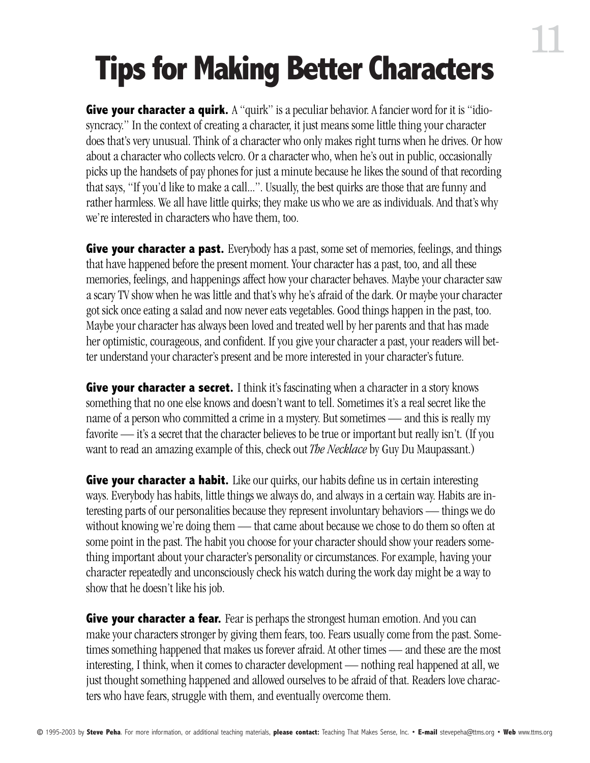# Tips for Making Better Characters

**Give your character a quirk.** A "quirk" is a peculiar behavior. A fancier word for it is "idiosyncracy." In the context of creating a character, it just means some little thing your character does that's very unusual. Think of a character who only makes right turns when he drives. Or how about a character who collects velcro. Or a character who, when he's out in public, occasionally picks up the handsets of pay phones for just a minute because he likes the sound of that recording that says, "If you'd like to make a call...". Usually, the best quirks are those that are funny and rather harmless. We all have little quirks; they make us who we are as individuals. And that's why we're interested in characters who have them, too.

**Give your character a past.** Everybody has a past, some set of memories, feelings, and things that have happened before the present moment. Your character has a past, too, and all these memories, feelings, and happenings affect how your character behaves. Maybe your character saw a scary TV show when he was little and that's why he's afraid of the dark. Or maybe your character got sick once eating a salad and now never eats vegetables. Good things happen in the past, too. Maybe your character has always been loved and treated well by her parents and that has made her optimistic, courageous, and confident. If you give your character a past, your readers will better understand your character's present and be more interested in your character's future.

**Give your character a secret.** I think it's fascinating when a character in a story knows something that no one else knows and doesn't want to tell. Sometimes it's a real secret like the name of a person who committed a crime in a mystery. But sometimes — and this is really my favorite — it's a secret that the character believes to be true or important but really isn't. (If you want to read an amazing example of this, check out *The Necklace* by Guy Du Maupassant.)

**Give your character a habit.** Like our quirks, our habits define us in certain interesting ways. Everybody has habits, little things we always do, and always in a certain way. Habits are interesting parts of our personalities because they represent involuntary behaviors — things we do without knowing we're doing them — that came about because we chose to do them so often at some point in the past. The habit you choose for your character should show your readers something important about your character's personality or circumstances. For example, having your character repeatedly and unconsciously check his watch during the work day might be a way to show that he doesn't like his job.

**Give your character a fear.** Fear is perhaps the strongest human emotion. And you can make your characters stronger by giving them fears, too. Fears usually come from the past. Sometimes something happened that makes us forever afraid. At other times — and these are the most interesting, I think, when it comes to character development — nothing real happened at all, we just thought something happened and allowed ourselves to be afraid of that. Readers love characters who have fears, struggle with them, and eventually overcome them.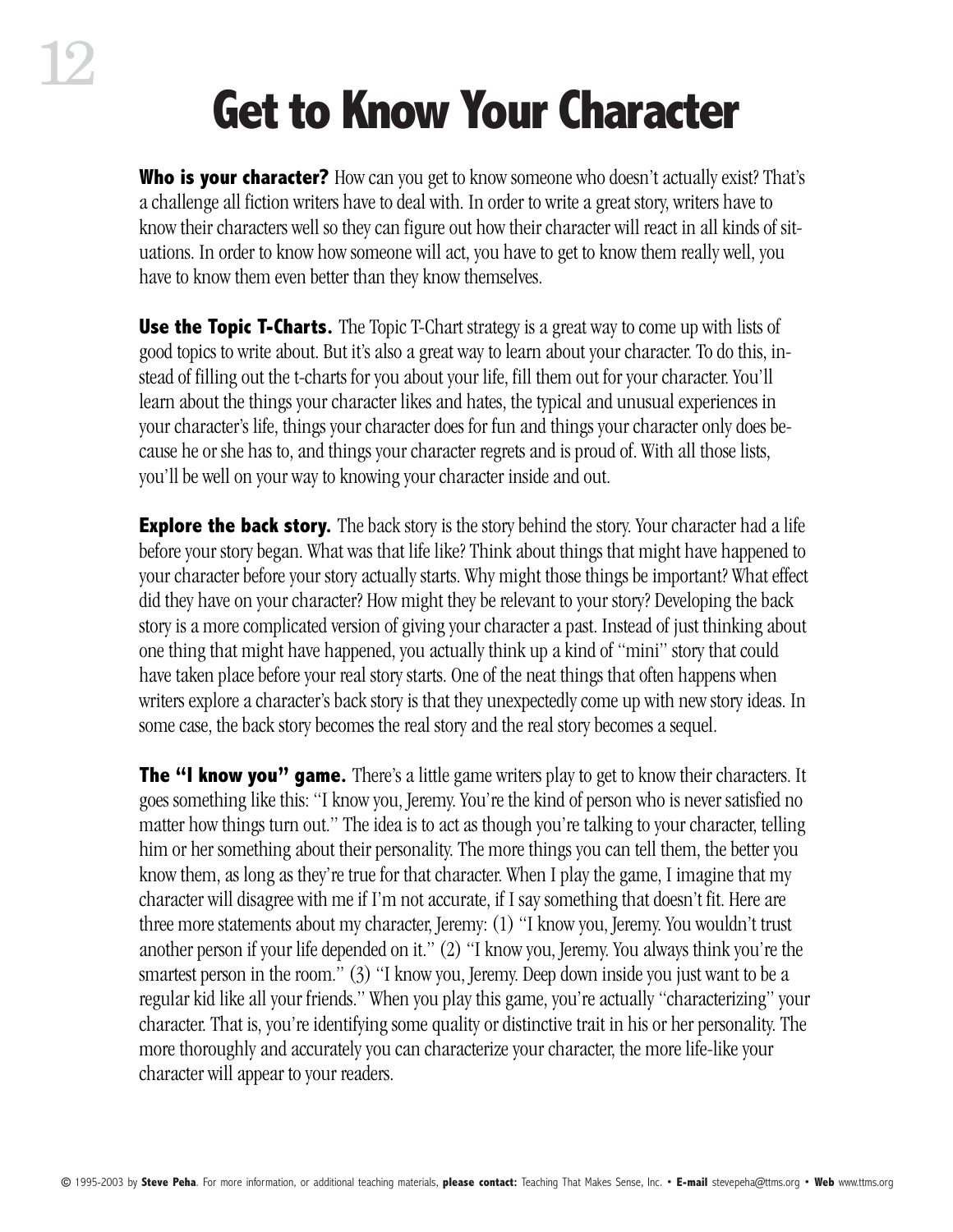# Get to Know Your Character

**Who is your character?** How can you get to know someone who doesn't actually exist? That's a challenge all fiction writers have to deal with. In order to write a great story, writers have to know their characters well so they can figure out how their character will react in all kinds of situations. In order to know how someone will act, you have to get to know them really well, you have to know them even better than they know themselves.

**Use the Topic T-Charts.** The Topic T-Chart strategy is a great way to come up with lists of good topics to write about. But it's also a great way to learn about your character. To do this, instead of filling out the t-charts for you about your life, fill them out for your character. You'll learn about the things your character likes and hates, the typical and unusual experiences in your character's life, things your character does for fun and things your character only does because he or she has to, and things your character regrets and is proud of. With all those lists, you'll be well on your way to knowing your character inside and out.

**Explore the back story.** The back story is the story behind the story. Your character had a life before your story began. What was that life like? Think about things that might have happened to your character before your story actually starts. Why might those things be important? What effect did they have on your character? How might they be relevant to your story? Developing the back story is a more complicated version of giving your character a past. Instead of just thinking about one thing that might have happened, you actually think up a kind of "mini" story that could have taken place before your real story starts. One of the neat things that often happens when writers explore a character's back story is that they unexpectedly come up with new story ideas. In some case, the back story becomes the real story and the real story becomes a sequel.

**The "I know you" game.** There's a little game writers play to get to know their characters. It goes something like this: "I know you, Jeremy. You're the kind of person who is never satisfied no matter how things turn out." The idea is to act as though you're talking to your character, telling him or her something about their personality. The more things you can tell them, the better you know them, as long as they're true for that character. When I play the game, I imagine that my character will disagree with me if I'm not accurate, if I say something that doesn't fit. Here are three more statements about my character, Jeremy: (1) "I know you, Jeremy. You wouldn't trust another person if your life depended on it." (2) "I know you, Jeremy. You always think you're the smartest person in the room." (3) "I know you, Jeremy. Deep down inside you just want to be a regular kid like all your friends." When you play this game, you're actually "characterizing" your character. That is, you're identifying some quality or distinctive trait in his or her personality. The more thoroughly and accurately you can characterize your character, the more life-like your character will appear to your readers.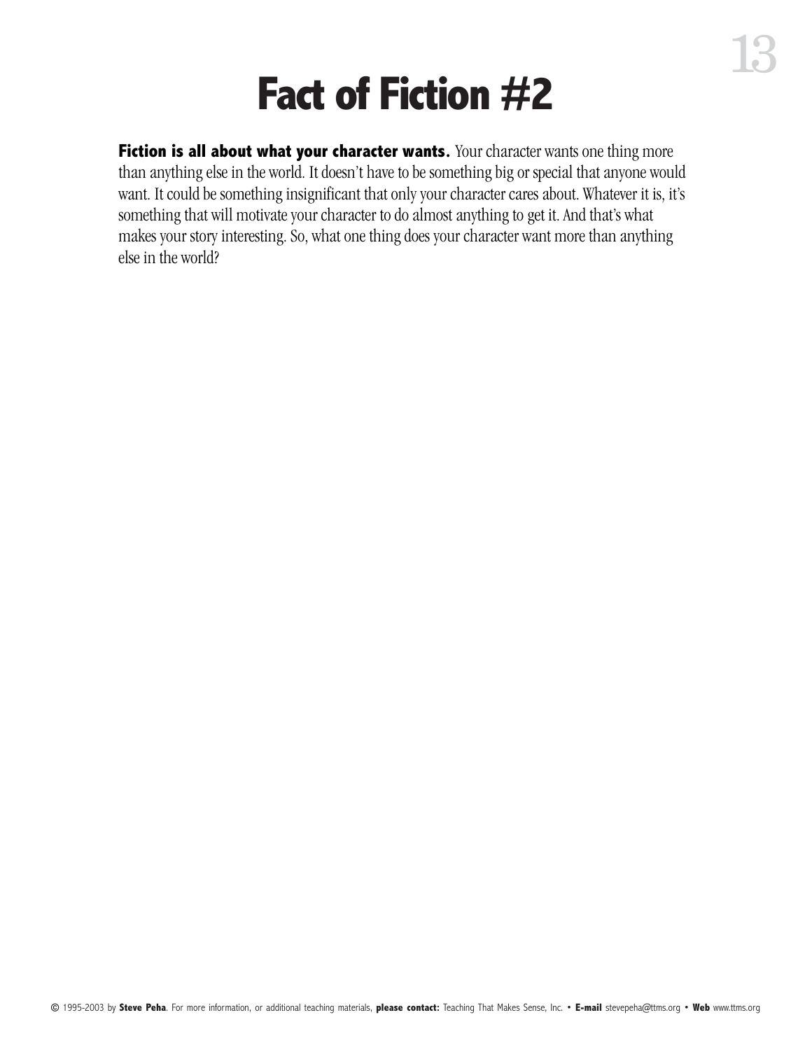# Fact of Fiction #2

**Fiction is all about what your character wants.** Your character wants one thing more than anything else in the world. It doesn't have to be something big or special that anyone would want. It could be something insignificant that only your character cares about. Whatever it is, it's something that will motivate your character to do almost anything to get it. And that's what makes your story interesting. So, what one thing does your character want more than anything else in the world?

© 1995-2003 by **Steve Peha**. For more information, or additional teaching materials, **please contact:** Teaching That Makes Sense, Inc. • **E-mail** stevepeha@ttms.org • **Web** www.ttms.org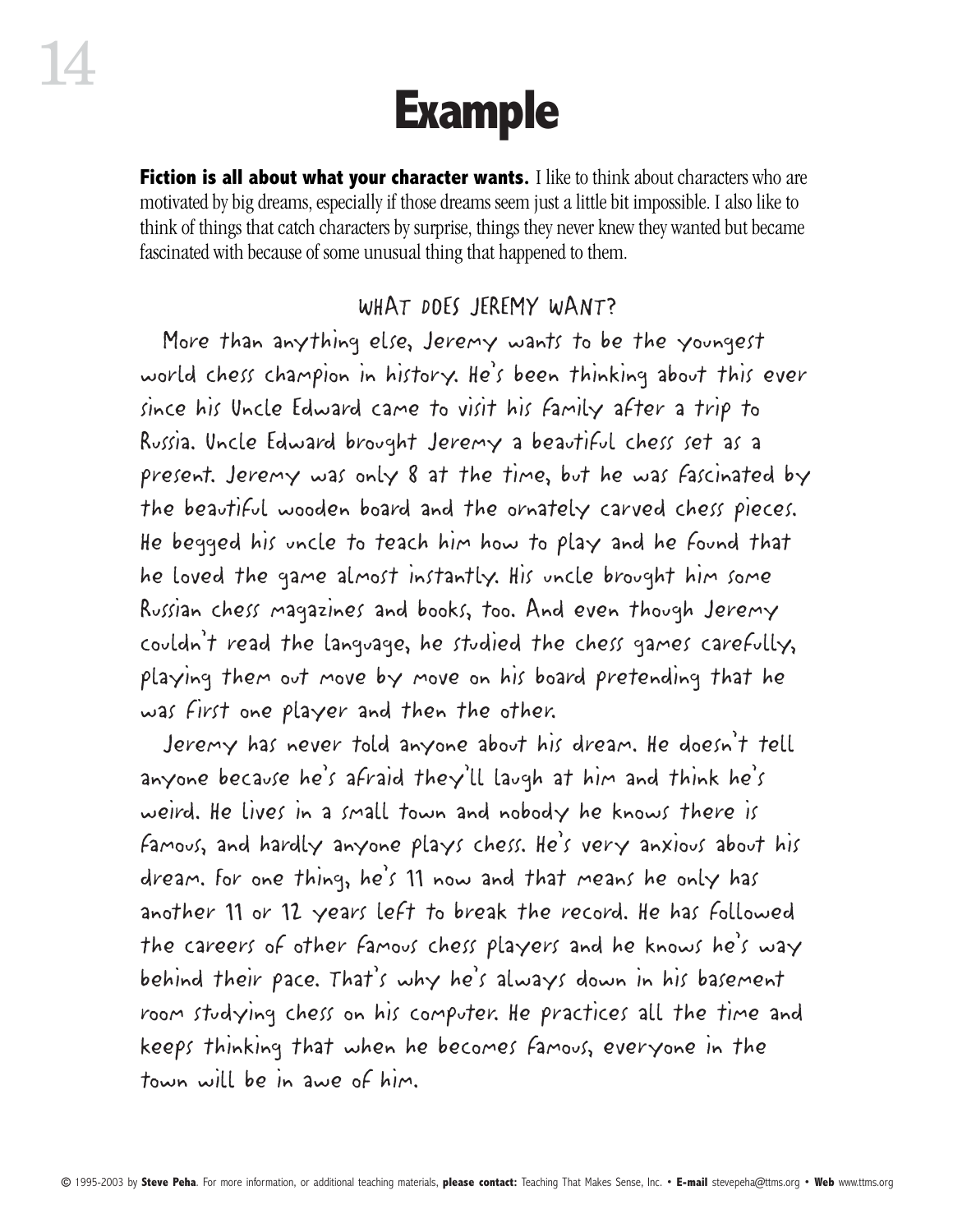# Example

**Fiction is all about what your character wants.** I like to think about characters who are motivated by big dreams, especially if those dreams seem just a little bit impossible. I also like to think of things that catch characters by surprise, things they never knew they wanted but became fascinated with because of some unusual thing that happened to them.

### WHAT DOES JEREMY WANT?

More than anything else, Jeremy wants to be the youngest world chess champion in history. He's been thinking about this ever since his Uncle Edward came to visit his family after a trip to Russia. Uncle Edward brought Jeremy a beautiful chess set as a present. Jeremy was only 8 at the time, but he was fascinated by the beautiful wooden board and the ornately carved chess pieces. He begged his uncle to teach him how to play and he found that he loved the game almost instantly. His uncle brought him some Russian chess magazines and books, too. And even though Jeremy couldn't read the language, he studied the chess games carefully, playing them out move by move on his board pretending that he was first one player and then the other.

Jeremy has never told anyone about his dream. He doesn't tell anyone because he's afraid they'll laugh at him and think he's weird. He lives in a small town and nobody he knows there is famous, and hardly anyone plays chess. He's very anxious about his dream. For one thing, he's 11 now and that means he only has another 11 or 12 years left to break the record. He has followed the careers of other famous chess players and he knows he's way behind their pace. That's why he's always down in his basement room studying chess on his computer. He practices all the time and keeps thinking that when he becomes famous, everyone in the town will be in awe of him.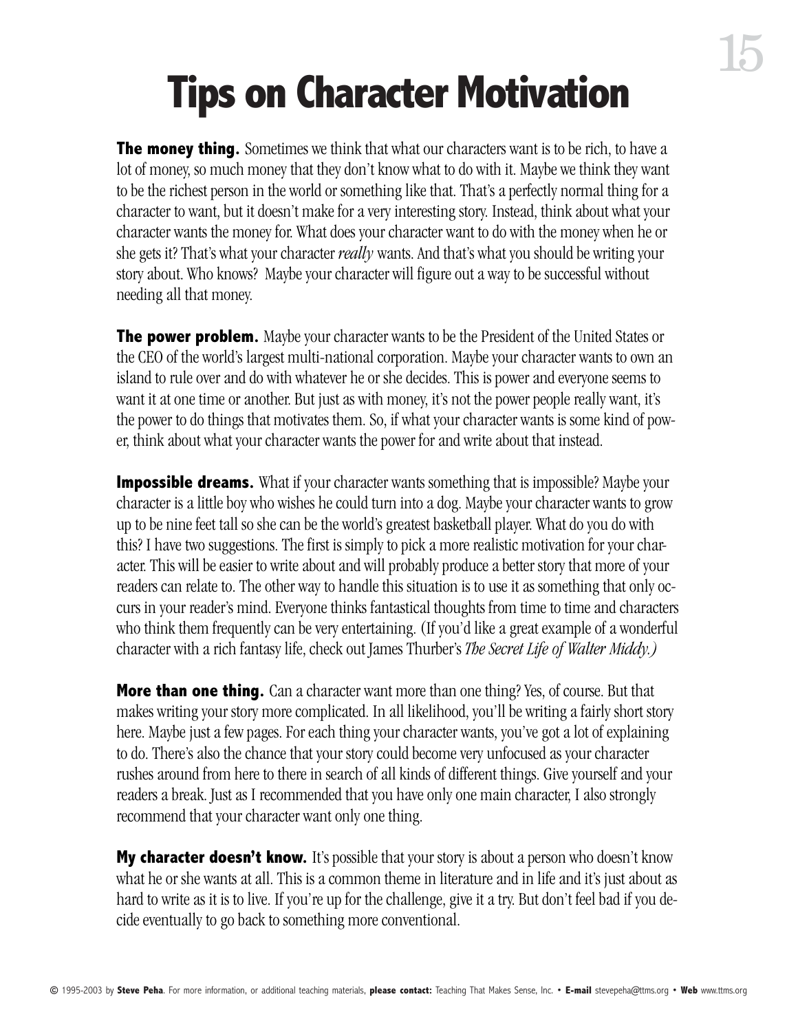# Tips on Character Motivation

**The money thing.** Sometimes we think that what our characters want is to be rich, to have a lot of money, so much money that they don't know what to do with it. Maybe we think they want to be the richest person in the world or something like that. That's a perfectly normal thing for a character to want, but it doesn't make for a very interesting story. Instead, think about what your character wants the money for. What does your character want to do with the money when he or she gets it? That's what your character *really* wants. And that's what you should be writing your story about. Who knows? Maybe your character will figure out a way to be successful without needing all that money.

**The power problem.** Maybe your character wants to be the President of the United States or the CEO of the world's largest multi-national corporation. Maybe your character wants to own an island to rule over and do with whatever he or she decides. This is power and everyone seems to want it at one time or another. But just as with money, it's not the power people really want, it's the power to do things that motivates them. So, if what your character wants is some kind of power, think about what your character wants the power for and write about that instead.

**Impossible dreams.** What if your character wants something that is impossible? Maybe your character is a little boy who wishes he could turn into a dog. Maybe your character wants to grow up to be nine feet tall so she can be the world's greatest basketball player. What do you do with this? I have two suggestions. The first is simply to pick a more realistic motivation for your character. This will be easier to write about and will probably produce a better story that more of your readers can relate to. The other way to handle this situation is to use it as something that only occurs in your reader's mind. Everyone thinks fantastical thoughts from time to time and characters who think them frequently can be very entertaining. (If you'd like a great example of a wonderful character with a rich fantasy life, check out James Thurber's *The Secret Life of Walter Middy.)*

**More than one thing.** Can a character want more than one thing? Yes, of course. But that makes writing your story more complicated. In all likelihood, you'll be writing a fairly short story here. Maybe just a few pages. For each thing your character wants, you've got a lot of explaining to do. There's also the chance that your story could become very unfocused as your character rushes around from here to there in search of all kinds of different things. Give yourself and your readers a break. Just as I recommended that you have only one main character, I also strongly recommend that your character want only one thing.

**My character doesn't know.** It's possible that your story is about a person who doesn't know what he or she wants at all. This is a common theme in literature and in life and it's just about as hard to write as it is to live. If you're up for the challenge, give it a try. But don't feel bad if you decide eventually to go back to something more conventional.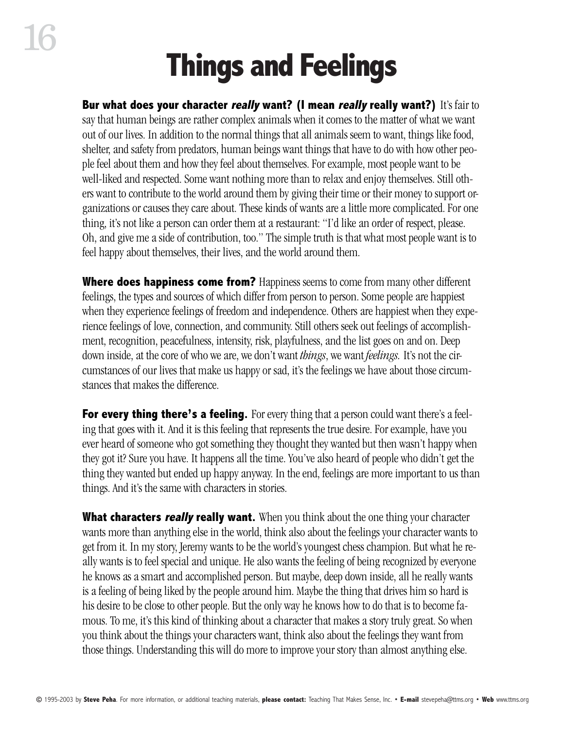# Things and Feelings

**Bur what does your character *really* want? (I mean *really* really want?)** It's fair to say that human beings are rather complex animals when it comes to the matter of what we want out of our lives. In addition to the normal things that all animals seem to want, things like food, shelter, and safety from predators, human beings want things that have to do with how other people feel about them and how they feel about themselves. For example, most people want to be well-liked and respected. Some want nothing more than to relax and enjoy themselves. Still others want to contribute to the world around them by giving their time or their money to support organizations or causes they care about. These kinds of wants are a little more complicated. For one thing, it's not like a person can order them at a restaurant: "I'd like an order of respect, please. Oh, and give me a side of contribution, too." The simple truth is that what most people want is to feel happy about themselves, their lives, and the world around them.

**Where does happiness come from?** Happiness seems to come from many other different feelings, the types and sources of which differ from person to person. Some people are happiest when they experience feelings of freedom and independence. Others are happiest when they experience feelings of love, connection, and community. Still others seek out feelings of accomplishment, recognition, peacefulness, intensity, risk, playfulness, and the list goes on and on. Deep down inside, at the core of who we are, we don't want *things*, we want *feelings*. It's not the circumstances of our lives that make us happy or sad, it's the feelings we have about those circumstances that makes the difference.

**For every thing there's a feeling.** For every thing that a person could want there's a feeling that goes with it. And it is this feeling that represents the true desire. For example, have you ever heard of someone who got something they thought they wanted but then wasn't happy when they got it? Sure you have. It happens all the time. You've also heard of people who didn't get the thing they wanted but ended up happy anyway. In the end, feelings are more important to us than things. And it's the same with characters in stories.

**What characters *really* really want.** When you think about the one thing your character wants more than anything else in the world, think also about the feelings your character wants to get from it. In my story, Jeremy wants to be the world's youngest chess champion. But what he really wants is to feel special and unique. He also wants the feeling of being recognized by everyone he knows as a smart and accomplished person. But maybe, deep down inside, all he really wants is a feeling of being liked by the people around him. Maybe the thing that drives him so hard is his desire to be close to other people. But the only way he knows how to do that is to become famous. To me, it's this kind of thinking about a character that makes a story truly great. So when you think about the things your characters want, think also about the feelings they want from those things. Understanding this will do more to improve your story than almost anything else.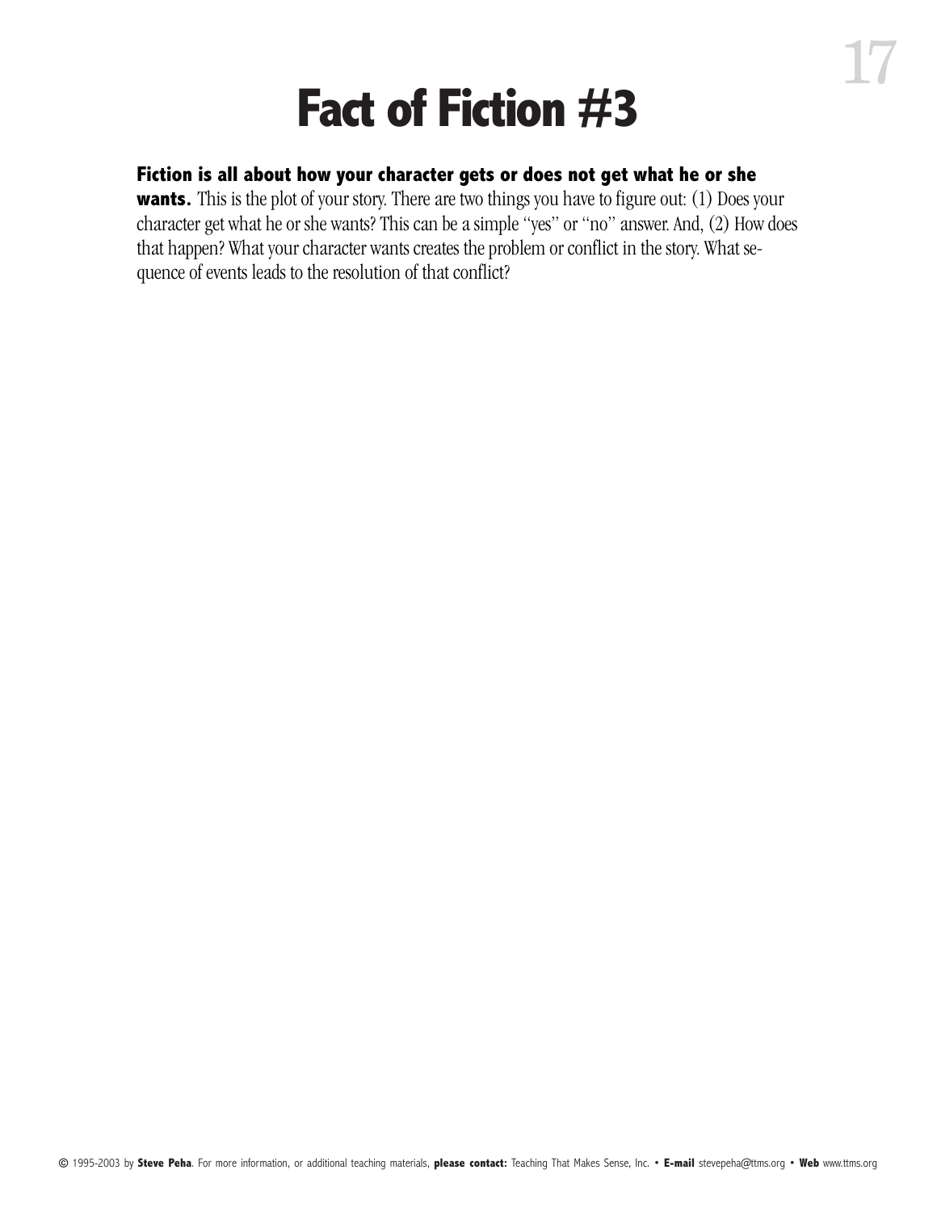# Fact of Fiction #3

**Fiction is all about how your character gets or does not get what he or she wants.** This is the plot of your story. There are two things you have to figure out: (1) Does your character get what he or she wants? This can be a simple "yes" or "no" answer. And, (2) How does that happen? What your character wants creates the problem or conflict in the story. What sequence of events leads to the resolution of that conflict?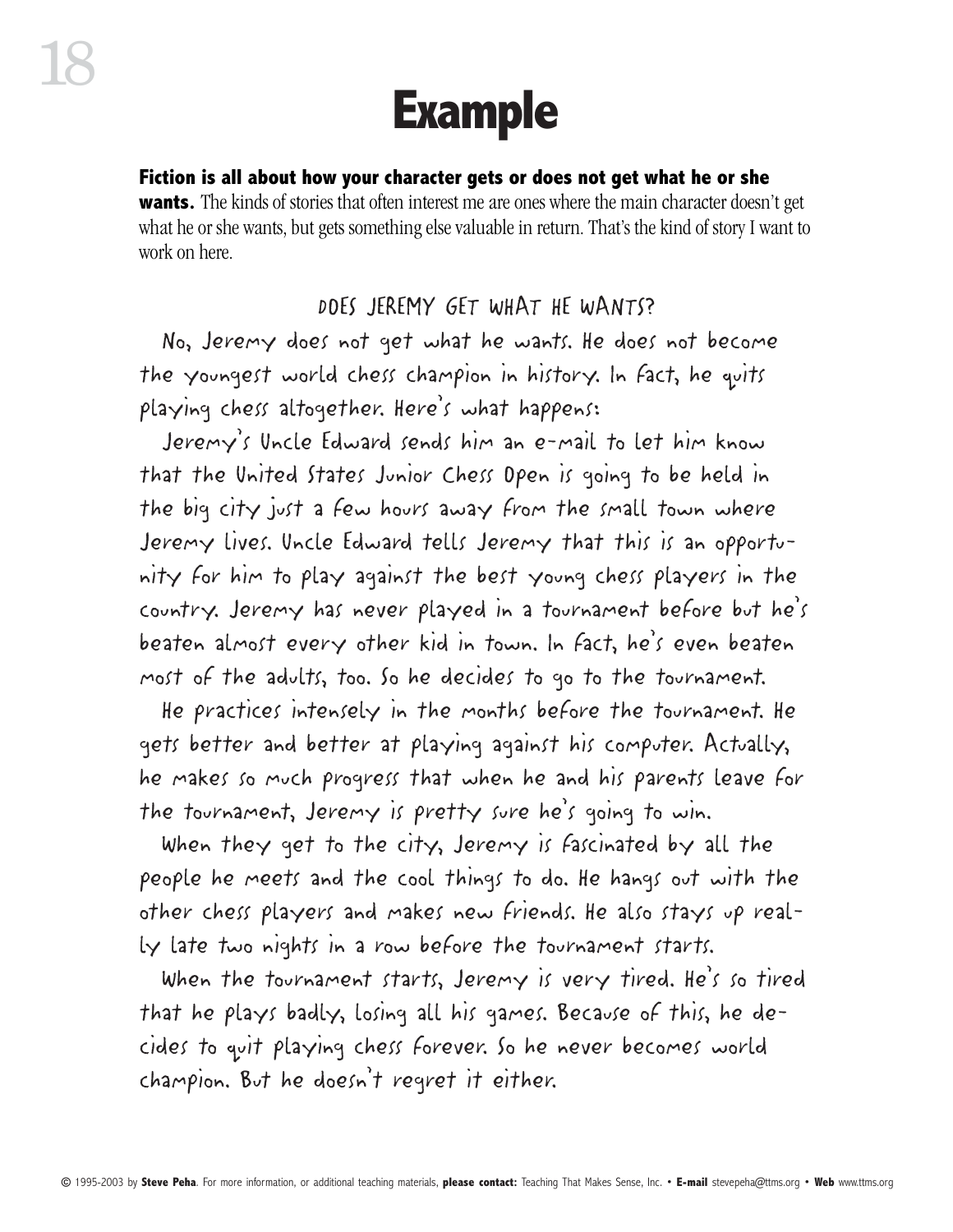# Example

**Fiction is all about how your character gets or does not get what he or she wants.** The kinds of stories that often interest me are ones where the main character doesn't get what he or she wants, but gets something else valuable in return. That's the kind of story I want to work on here.

DOES JEREMY GET WHAT HE WANTS?

No, Jeremy does not get what he wants. He does not become the youngest world chess champion in history. In fact, he quits playing chess altogether. Here's what happens:

Jeremy's Uncle Edward sends him an e-mail to let him know that the United States Junior Chess Open is going to be held in the big city just a few hours away from the small town where Jeremy lives. Uncle Edward tells Jeremy that this is an opportunity for him to play against the best young chess players in the country. Jeremy has never played in a tournament before but he's beaten almost every other kid in town. In fact, he's even beaten most of the adults, too. So he decides to go to the tournament.

He practices intensely in the months before the tournament. He gets better and better at playing against his computer. Actually, he makes so much progress that when he and his parents leave for the tournament, Jeremy is pretty sure he's going to win.

When they get to the city, Jeremy is fascinated by all the people he meets and the cool things to do. He hangs out with the other chess players and makes new friends. He also stays up really late two nights in a row before the tournament starts.

When the tournament starts, Jeremy is very tired. He's so tired that he plays badly, losing all his games. Because of this, he decides to quit playing chess forever. So he never becomes world champion. But he doesn't regret it either.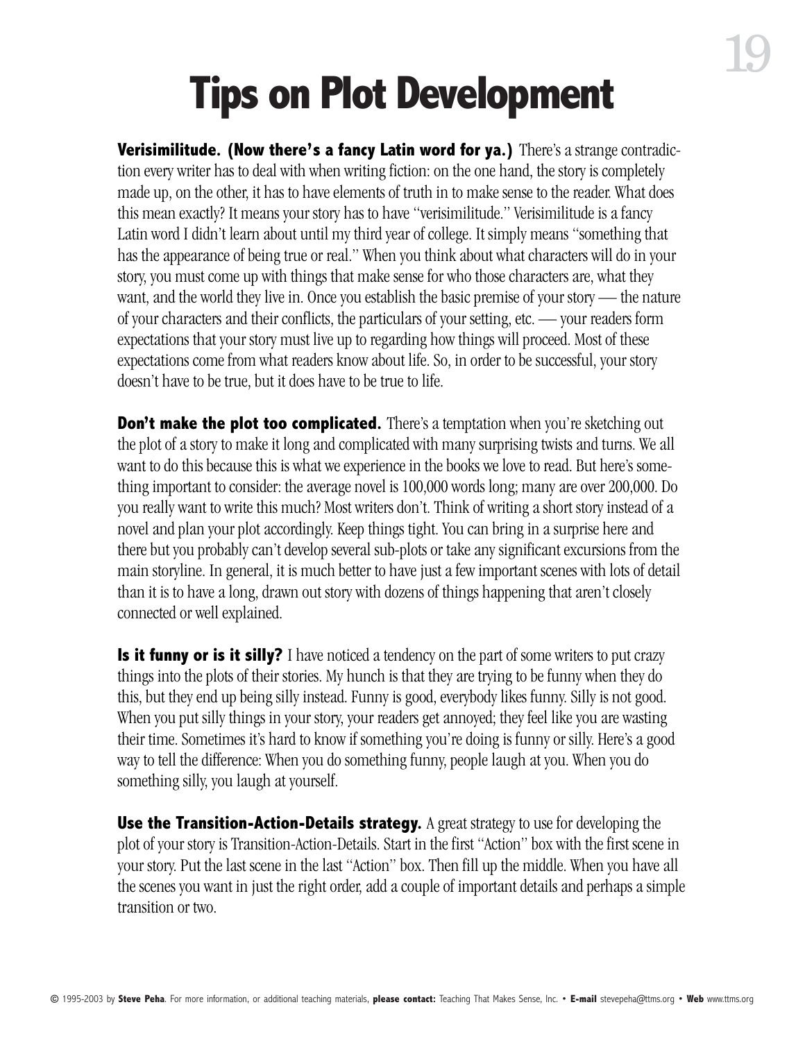# Tips on Plot Development

**Verisimilitude. (Now there's a fancy Latin word for ya.)** There's a strange contradiction every writer has to deal with when writing fiction: on the one hand, the story is completely made up, on the other, it has to have elements of truth in to make sense to the reader. What does this mean exactly? It means your story has to have "verisimilitude." Verisimilitude is a fancy Latin word I didn't learn about until my third year of college. It simply means "something that has the appearance of being true or real." When you think about what characters will do in your story, you must come up with things that make sense for who those characters are, what they want, and the world they live in. Once you establish the basic premise of your story — the nature of your characters and their conflicts, the particulars of your setting, etc. — your readers form expectations that your story must live up to regarding how things will proceed. Most of these expectations come from what readers know about life. So, in order to be successful, your story doesn't have to be true, but it does have to be true to life.

**Don't make the plot too complicated.** There's a temptation when you're sketching out the plot of a story to make it long and complicated with many surprising twists and turns. We all want to do this because this is what we experience in the books we love to read. But here's something important to consider: the average novel is 100,000 words long; many are over 200,000. Do you really want to write this much? Most writers don't. Think of writing a short story instead of a novel and plan your plot accordingly. Keep things tight. You can bring in a surprise here and there but you probably can't develop several sub-plots or take any significant excursions from the main storyline. In general, it is much better to have just a few important scenes with lots of detail than it is to have a long, drawn out story with dozens of things happening that aren't closely connected or well explained.

**Is it funny or is it silly?** I have noticed a tendency on the part of some writers to put crazy things into the plots of their stories. My hunch is that they are trying to be funny when they do this, but they end up being silly instead. Funny is good, everybody likes funny. Silly is not good. When you put silly things in your story, your readers get annoyed; they feel like you are wasting their time. Sometimes it's hard to know if something you're doing is funny or silly. Here's a good way to tell the difference: When you do something funny, people laugh at you. When you do something silly, you laugh at yourself.

**Use the Transition-Action-Details strategy.** A great strategy to use for developing the plot of your story is Transition-Action-Details. Start in the first "Action" box with the first scene in your story. Put the last scene in the last "Action" box. Then fill up the middle. When you have all the scenes you want in just the right order, add a couple of important details and perhaps a simple transition or two.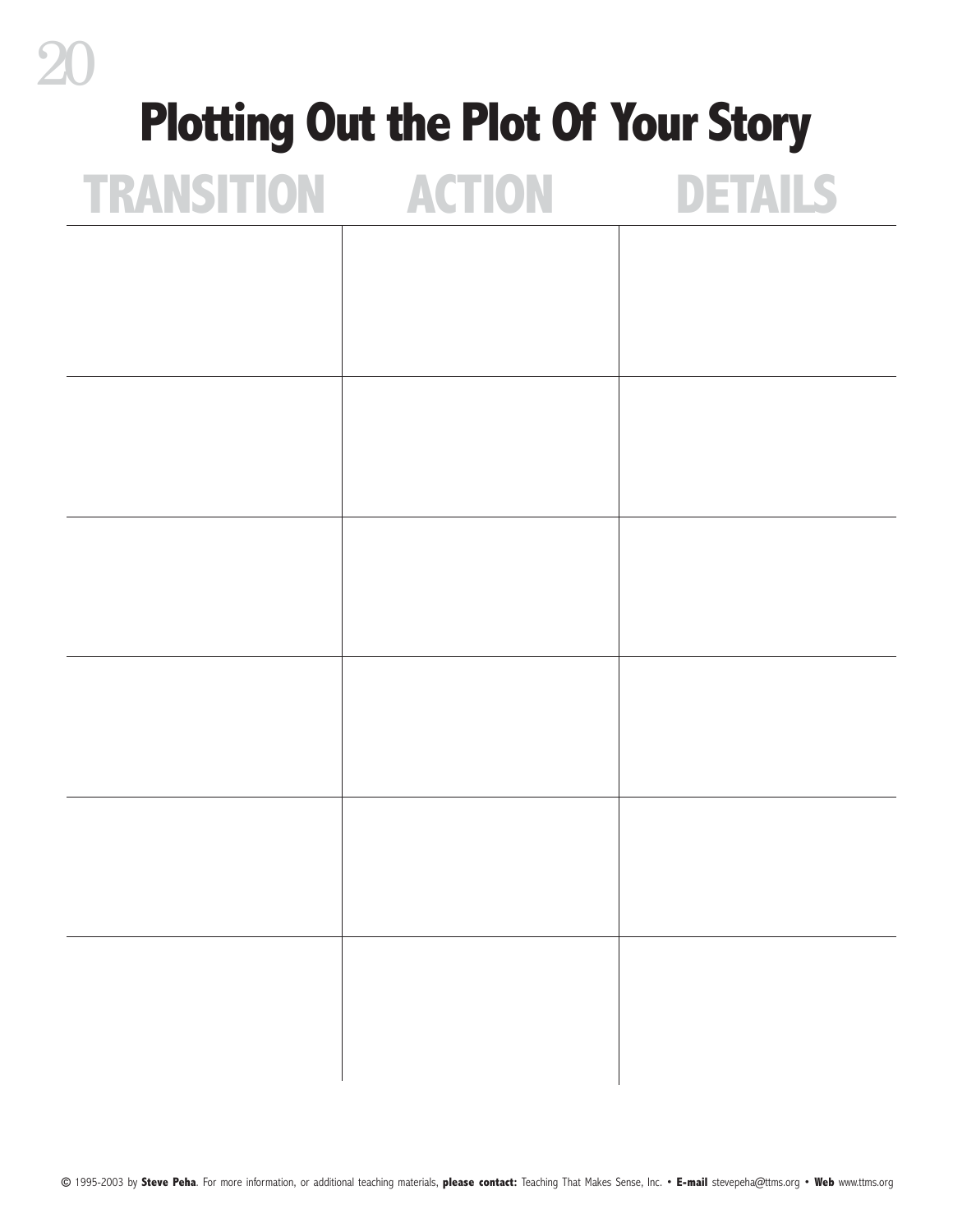# Plotting Out the Plot Of Your Story

| TRANSITION | ACTION | DETAILS |
| --- | --- | --- |
| | | |
| | | |
| | | |
| | | |
| | | |
| | | |

© 1995-2003 by **Steve Peha**. For more information, or additional teaching materials, **please contact:** Teaching That Makes Sense, Inc. • **E-mail** stevepeha@ttms.org • **Web** www.ttms.org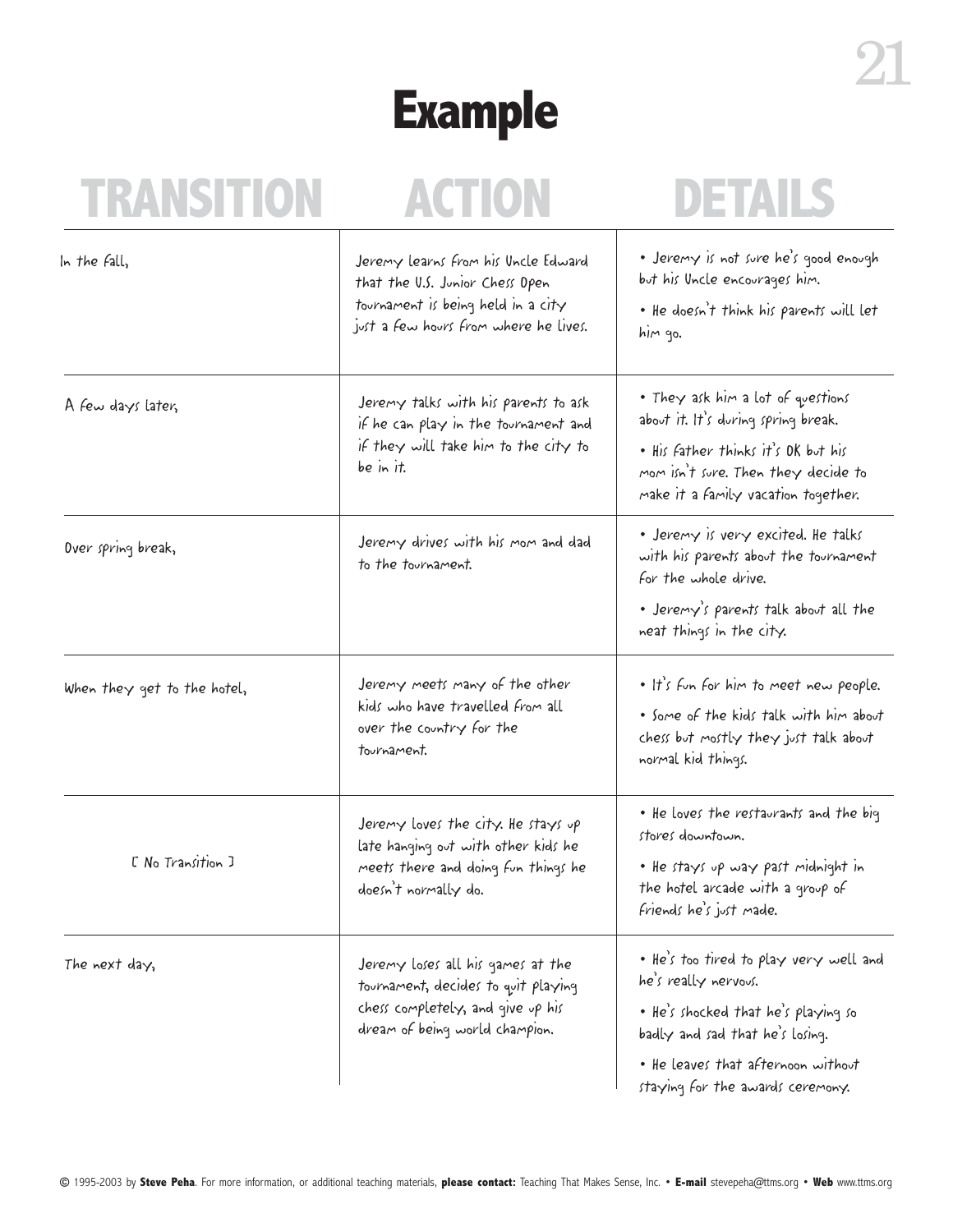# Example

| TRANSITION | ACTION | DETAILS |
|---|---|---|
| In the fall, | Jeremy learns from his Uncle Edward that the U.S. Junior Chess Open tournament is being held in a city just a few hours from where he lives. | • Jeremy is not sure he's good enough but his Uncle encourages him. <br> • He doesn't think his parents will let him go. |
| A few days later, | Jeremy talks with his parents to ask if he can play in the tournament and if they will take him to the city to be in it. | • They ask him a lot of questions about it. It's during spring break. <br> • His father thinks it's OK but his mom isn't sure. Then they decide to make it a family vacation together. |
| Over spring break, | Jeremy drives with his mom and dad to the tournament. | • Jeremy is very excited. He talks with his parents about the tournament for the whole drive. <br> • Jeremy's parents talk about all the neat things in the city. |
| When they get to the hotel, | Jeremy meets many of the other kids who have travelled from all over the country for the tournament. | • It's fun for him to meet new people. <br> • Some of the kids talk with him about chess but mostly they just talk about normal kid things. |
| [ No Transition ] | Jeremy loves the city. He stays up late hanging out with other kids he meets there and doing fun things he doesn't normally do. | • He loves the restaurants and the big stores downtown. <br> • He stays up way past midnight in the hotel arcade with a group of friends he's just made. |
| The next day, | Jeremy loses all his games at the tournament, decides to quit playing chess completely, and give up his dream of being world champion. | • He's too tired to play very well and he's really nervous. <br> • He's shocked that he's playing so badly and sad that he's losing. <br> • He leaves that afternoon without staying for the awards ceremony. |

© 1995-2003 by **Steve Peha**. For more information, or additional teaching materials, **please contact:** Teaching That Makes Sense, Inc. • **E-mail** stevepeha@ttms.org • **Web** www.ttms.org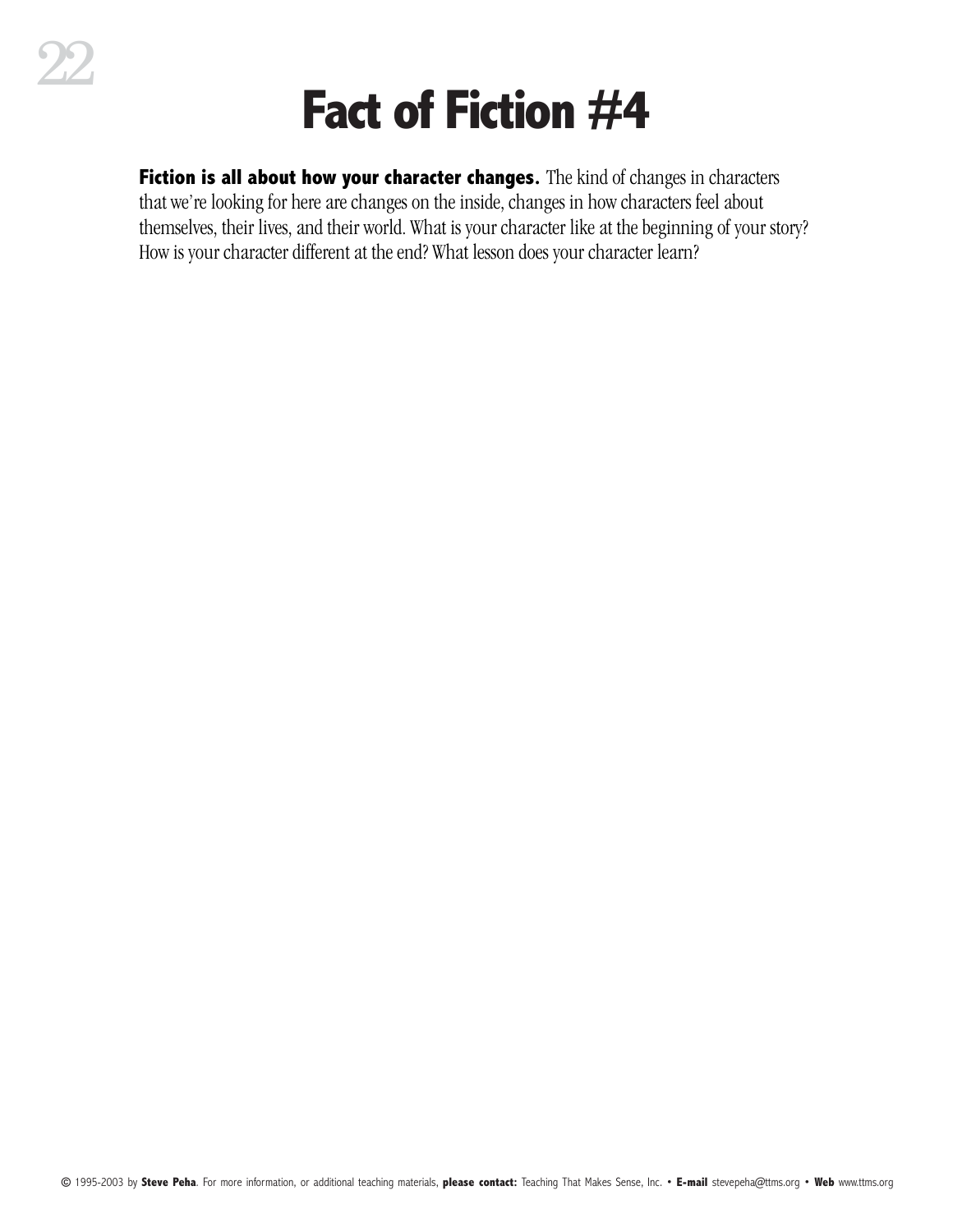# Fact of Fiction #4

**Fiction is all about how your character changes.** The kind of changes in characters that we're looking for here are changes on the inside, changes in how characters feel about themselves, their lives, and their world. What is your character like at the beginning of your story? How is your character different at the end? What lesson does your character learn?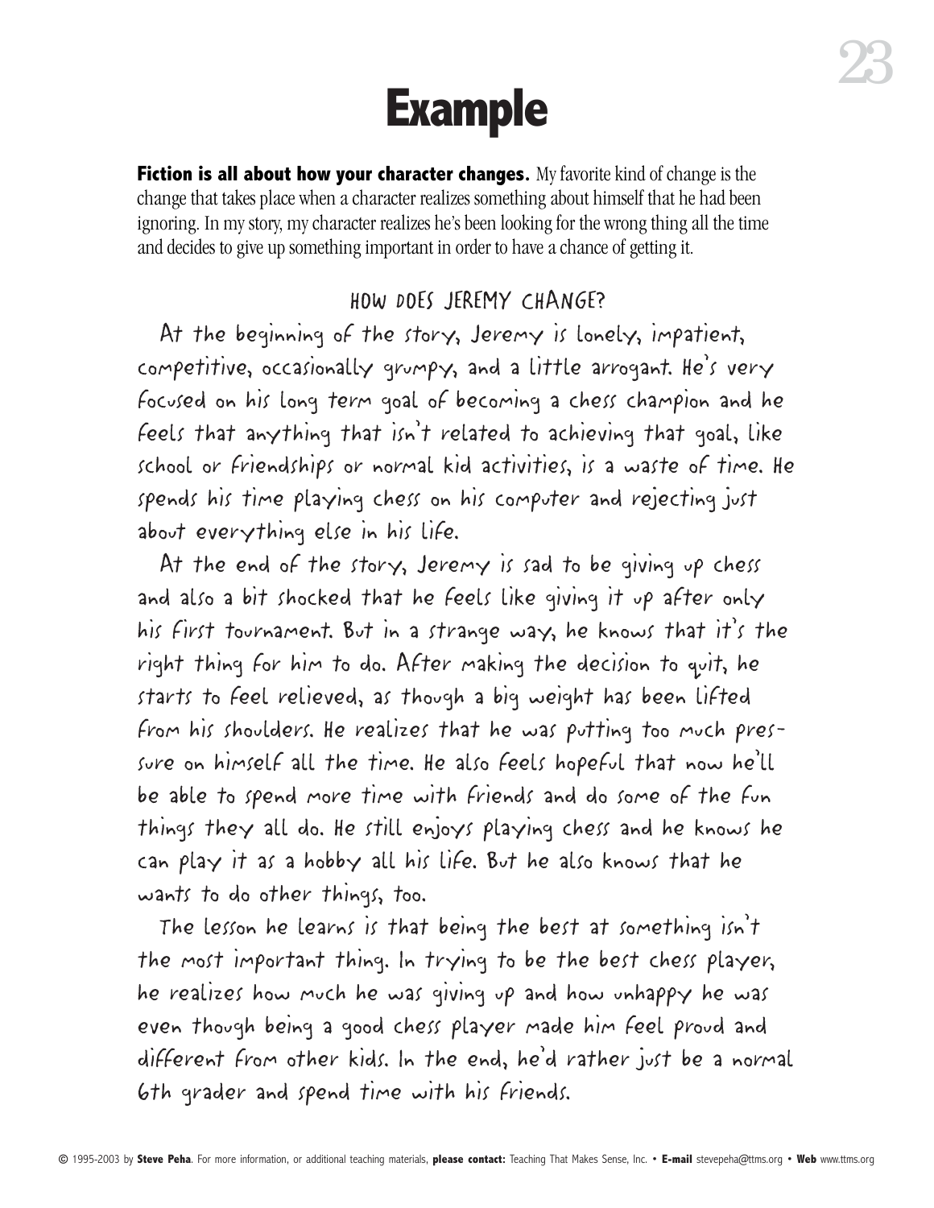# Example

**Fiction is all about how your character changes.** My favorite kind of change is the change that takes place when a character realizes something about himself that he had been ignoring. In my story, my character realizes he's been looking for the wrong thing all the time and decides to give up something important in order to have a chance of getting it.

### HOW DOES JEREMY CHANGE?

At the beginning of the story, Jeremy is lonely, impatient, competitive, occasionally grumpy, and a little arrogant. He's very focused on his long term goal of becoming a chess champion and he feels that anything that isn't related to achieving that goal, like school or friendships or normal kid activities, is a waste of time. He spends his time playing chess on his computer and rejecting just about everything else in his life.

At the end of the story, Jeremy is sad to be giving up chess and also a bit shocked that he feels like giving it up after only his first tournament. But in a strange way, he knows that it's the right thing for him to do. After making the decision to quit, he starts to feel relieved, as though a big weight has been lifted from his shoulders. He realizes that he was putting too much pressure on himself all the time. He also feels hopeful that now he'll be able to spend more time with friends and do some of the fun things they all do. He still enjoys playing chess and he knows he can play it as a hobby all his life. But he also knows that he wants to do other things, too.

The lesson he learns is that being the best at something isn't the most important thing. In trying to be the best chess player, he realizes how much he was giving up and how unhappy he was even though being a good chess player made him feel proud and different from other kids. In the end, he'd rather just be a normal 6th grader and spend time with his friends.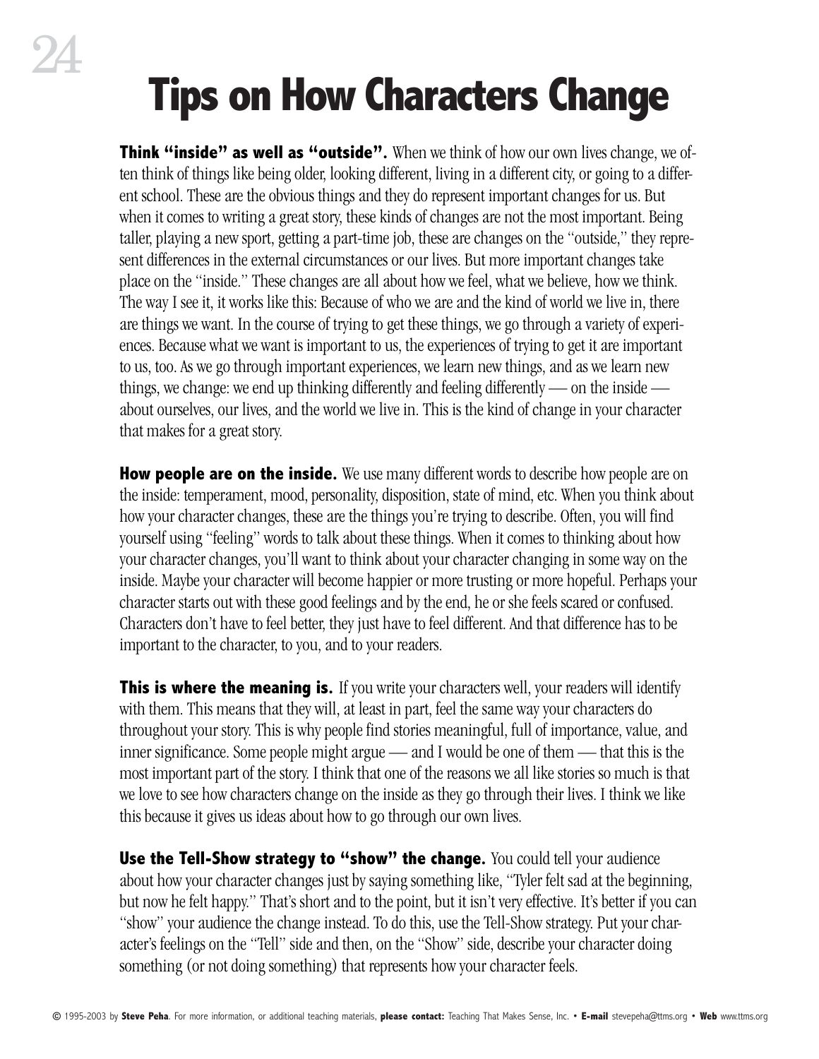# Tips on How Characters Change

**Think "inside" as well as "outside".** When we think of how our own lives change, we often think of things like being older, looking different, living in a different city, or going to a different school. These are the obvious things and they do represent important changes for us. But when it comes to writing a great story, these kinds of changes are not the most important. Being taller, playing a new sport, getting a part-time job, these are changes on the "outside," they represent differences in the external circumstances or our lives. But more important changes take place on the "inside." These changes are all about how we feel, what we believe, how we think. The way I see it, it works like this: Because of who we are and the kind of world we live in, there are things we want. In the course of trying to get these things, we go through a variety of experiences. Because what we want is important to us, the experiences of trying to get it are important to us, too. As we go through important experiences, we learn new things, and as we learn new things, we change: we end up thinking differently and feeling differently — on the inside — about ourselves, our lives, and the world we live in. This is the kind of change in your character that makes for a great story.

**How people are on the inside.** We use many different words to describe how people are on the inside: temperament, mood, personality, disposition, state of mind, etc. When you think about how your character changes, these are the things you're trying to describe. Often, you will find yourself using "feeling" words to talk about these things. When it comes to thinking about how your character changes, you'll want to think about your character changing in some way on the inside. Maybe your character will become happier or more trusting or more hopeful. Perhaps your character starts out with these good feelings and by the end, he or she feels scared or confused. Characters don't have to feel better, they just have to feel different. And that difference has to be important to the character, to you, and to your readers.

**This is where the meaning is.** If you write your characters well, your readers will identify with them. This means that they will, at least in part, feel the same way your characters do throughout your story. This is why people find stories meaningful, full of importance, value, and inner significance. Some people might argue — and I would be one of them — that this is the most important part of the story. I think that one of the reasons we all like stories so much is that we love to see how characters change on the inside as they go through their lives. I think we like this because it gives us ideas about how to go through our own lives.

**Use the Tell-Show strategy to "show" the change.** You could tell your audience about how your character changes just by saying something like, "Tyler felt sad at the beginning, but now he felt happy." That's short and to the point, but it isn't very effective. It's better if you can "show" your audience the change instead. To do this, use the Tell-Show strategy. Put your character's feelings on the "Tell" side and then, on the "Show" side, describe your character doing something (or not doing something) that represents how your character feels.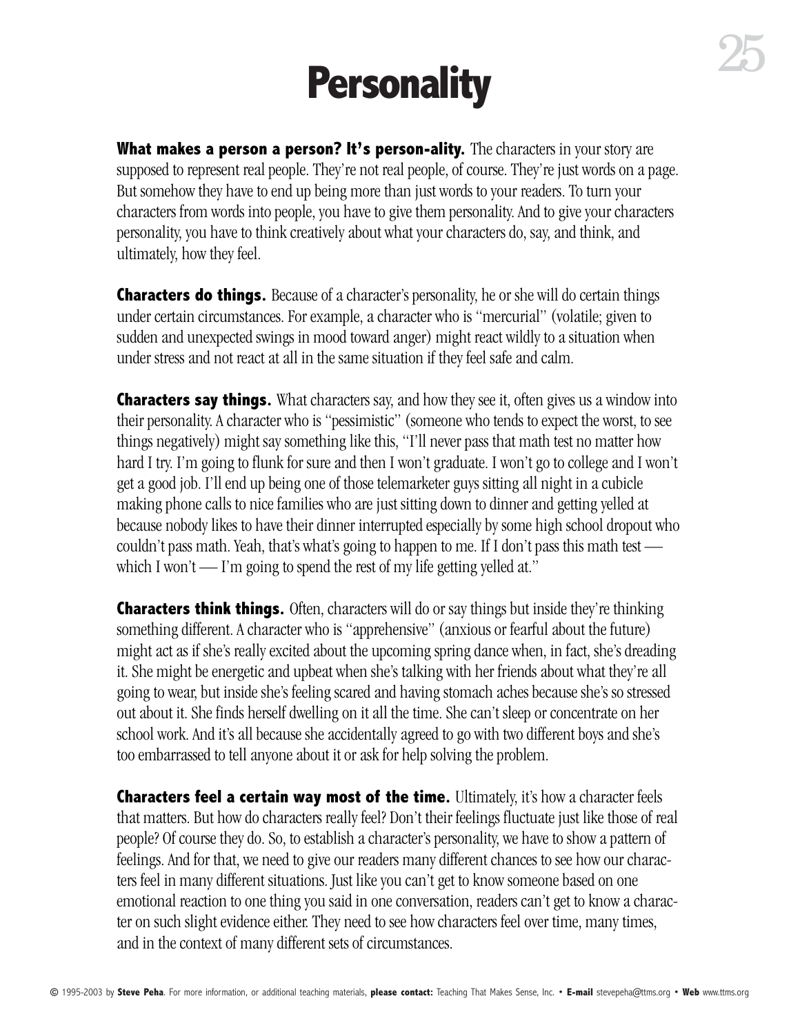# Personality

**What makes a person a person? It's person-ality.** The characters in your story are supposed to represent real people. They're not real people, of course. They're just words on a page. But somehow they have to end up being more than just words to your readers. To turn your characters from words into people, you have to give them personality. And to give your characters personality, you have to think creatively about what your characters do, say, and think, and ultimately, how they feel.

**Characters do things.** Because of a character's personality, he or she will do certain things under certain circumstances. For example, a character who is "mercurial" (volatile; given to sudden and unexpected swings in mood toward anger) might react wildly to a situation when under stress and not react at all in the same situation if they feel safe and calm.

**Characters say things.** What characters say, and how they see it, often gives us a window into their personality. A character who is "pessimistic" (someone who tends to expect the worst, to see things negatively) might say something like this, "I'll never pass that math test no matter how hard I try. I'm going to flunk for sure and then I won't graduate. I won't go to college and I won't get a good job. I'll end up being one of those telemarketer guys sitting all night in a cubicle making phone calls to nice families who are just sitting down to dinner and getting yelled at because nobody likes to have their dinner interrupted especially by some high school dropout who couldn't pass math. Yeah, that's what's going to happen to me. If I don't pass this math test — which I won't — I'm going to spend the rest of my life getting yelled at."

**Characters think things.** Often, characters will do or say things but inside they're thinking something different. A character who is "apprehensive" (anxious or fearful about the future) might act as if she's really excited about the upcoming spring dance when, in fact, she's dreading it. She might be energetic and upbeat when she's talking with her friends about what they're all going to wear, but inside she's feeling scared and having stomach aches because she's so stressed out about it. She finds herself dwelling on it all the time. She can't sleep or concentrate on her school work. And it's all because she accidentally agreed to go with two different boys and she's too embarrassed to tell anyone about it or ask for help solving the problem.

**Characters feel a certain way most of the time.** Ultimately, it's how a character feels that matters. But how do characters really feel? Don't their feelings fluctuate just like those of real people? Of course they do. So, to establish a character's personality, we have to show a pattern of feelings. And for that, we need to give our readers many different chances to see how our characters feel in many different situations. Just like you can't get to know someone based on one emotional reaction to one thing you said in one conversation, readers can't get to know a character on such slight evidence either. They need to see how characters feel over time, many times, and in the context of many different sets of circumstances.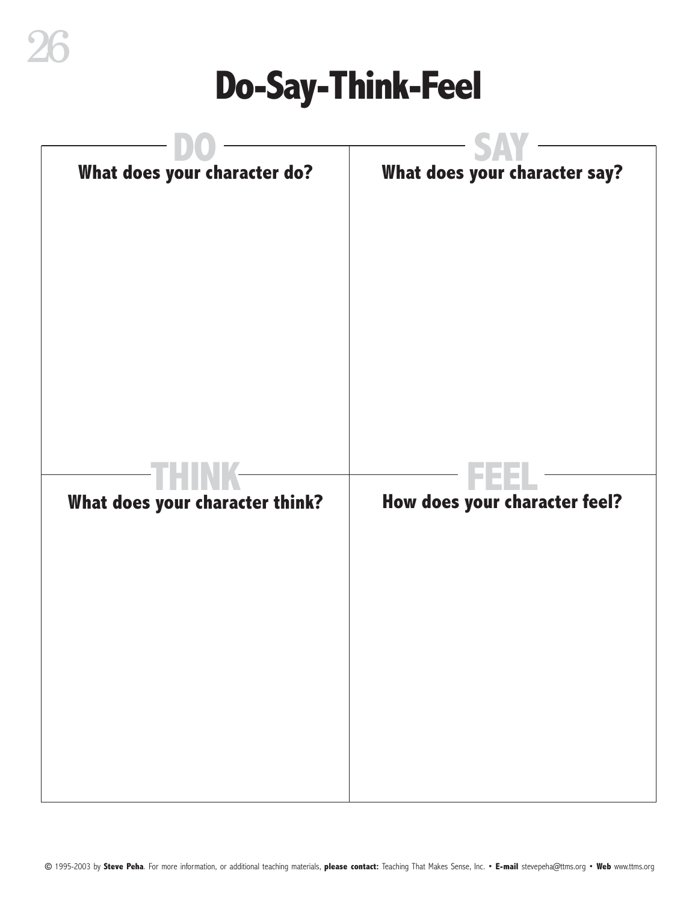# Do-Say-Think-Feel

| DO<br>What does your character do? | SAY<br>What does your character say? |
| --- | --- |
| | |
| **THINK**<br>**What does your character think?** | **FEEL**<br>**How does your character feel?** |
| | |

© 1995-2003 by **Steve Peha**. For more information, or additional teaching materials, **please contact:** Teaching That Makes Sense, Inc. • **E-mail** stevepeha@ttms.org • **Web** www.ttms.org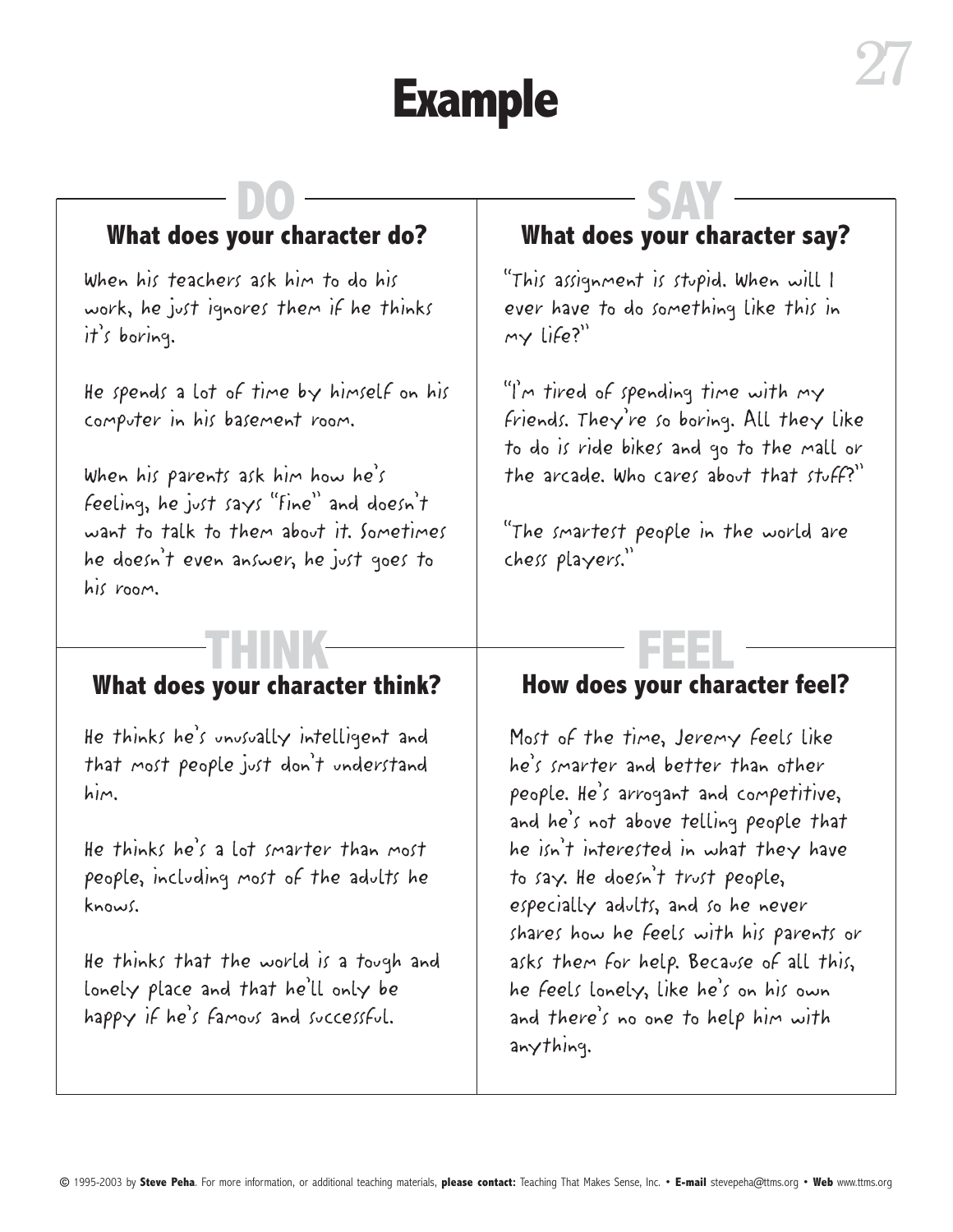# Example

## DO

### What does your character do?

When his teachers ask him to do his work, he just ignores them if he thinks it's boring.

He spends a lot of time by himself on his computer in his basement room.

When his parents ask him how he's feeling, he just says "fine" and doesn't want to talk to them about it. Sometimes he doesn't even answer, he just goes to his room.

## SAY

### What does your character say?

"This assignment is stupid. When will I ever have to do something like this in my life?"

"I'm tired of spending time with my friends. They're so boring. All they like to do is ride bikes and go to the mall or the arcade. Who cares about that stuff?"

"The smartest people in the world are chess players."

## THINK

### What does your character think?

He thinks he's unusually intelligent and that most people just don't understand him.

He thinks he's a lot smarter than most people, including most of the adults he knows.

He thinks that the world is a tough and lonely place and that he'll only be happy if he's famous and successful.

## FEEL

### How does your character feel?

Most of the time, Jeremy feels like he's smarter and better than other people. He's arrogant and competitive, and he's not above telling people that he isn't interested in what they have to say. He doesn't trust people, especially adults, and so he never shares how he feels with his parents or asks them for help. Because of all this, he feels lonely, like he's on his own and there's no one to help him with anything.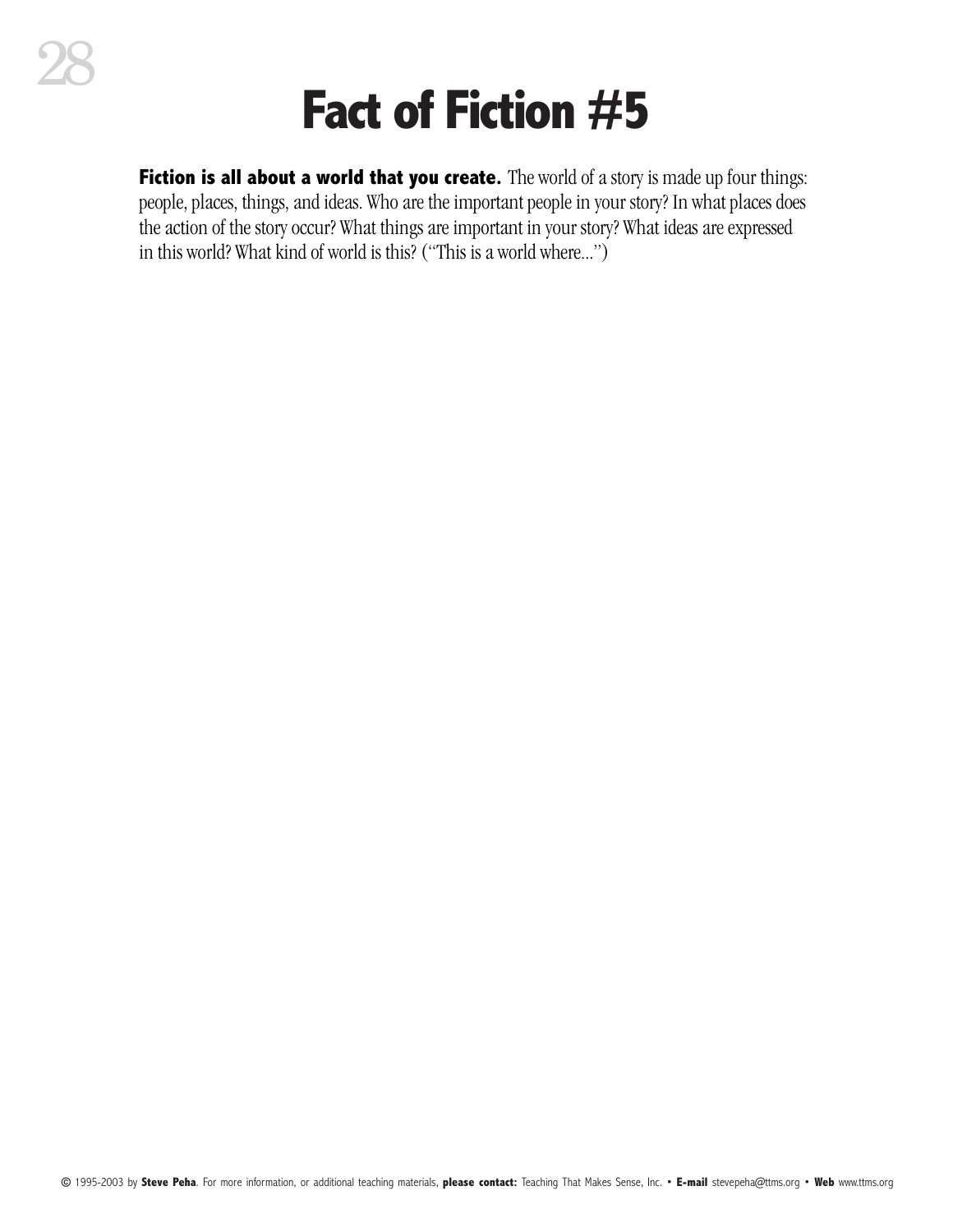# Fact of Fiction #5

**Fiction is all about a world that you create.** The world of a story is made up four things: people, places, things, and ideas. Who are the important people in your story? In what places does the action of the story occur? What things are important in your story? What ideas are expressed in this world? What kind of world is this? ("This is a world where...")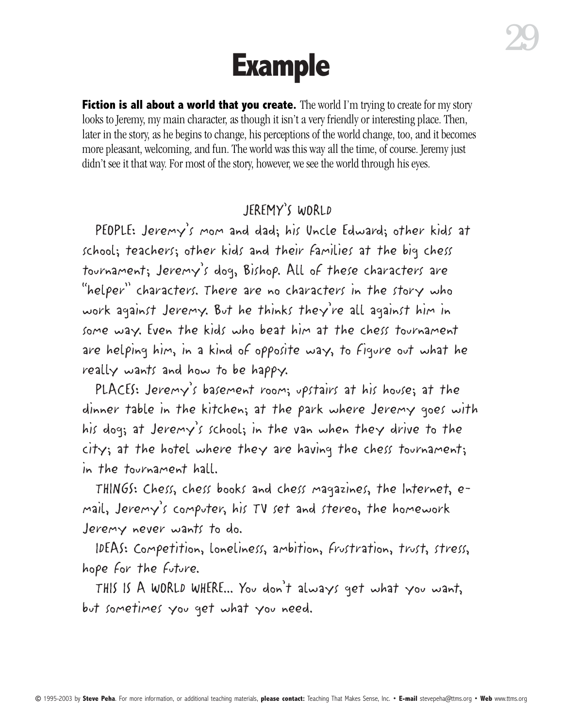# Example

**Fiction is all about a world that you create.** The world I'm trying to create for my story looks to Jeremy, my main character, as though it isn't a very friendly or interesting place. Then, later in the story, as he begins to change, his perceptions of the world change, too, and it becomes more pleasant, welcoming, and fun. The world was this way all the time, of course. Jeremy just didn't see it that way. For most of the story, however, we see the world through his eyes.

JEREMY'S WORLD

PEOPLE: Jeremy's mom and dad; his Uncle Edward; other kids at school; teachers; other kids and their families at the big chess tournament; Jeremy's dog, Bishop. All of these characters are "helper" characters. There are no characters in the story who work against Jeremy. But he thinks they're all against him in some way. Even the kids who beat him at the chess tournament are helping him, in a kind of opposite way, to figure out what he really wants and how to be happy.

PLACES: Jeremy's basement room; upstairs at his house; at the dinner table in the kitchen; at the park where Jeremy goes with his dog; at Jeremy's school; in the van when they drive to the city; at the hotel where they are having the chess tournament; in the tournament hall.

THINGS: Chess, chess books and chess magazines, the Internet, e-mail, Jeremy's computer, his TV set and stereo, the homework Jeremy never wants to do.

IDEAS: Competition, loneliness, ambition, frustration, trust, stress, hope for the future.

THIS IS A WORLD WHERE... You don't always get what you want, but sometimes you get what you need.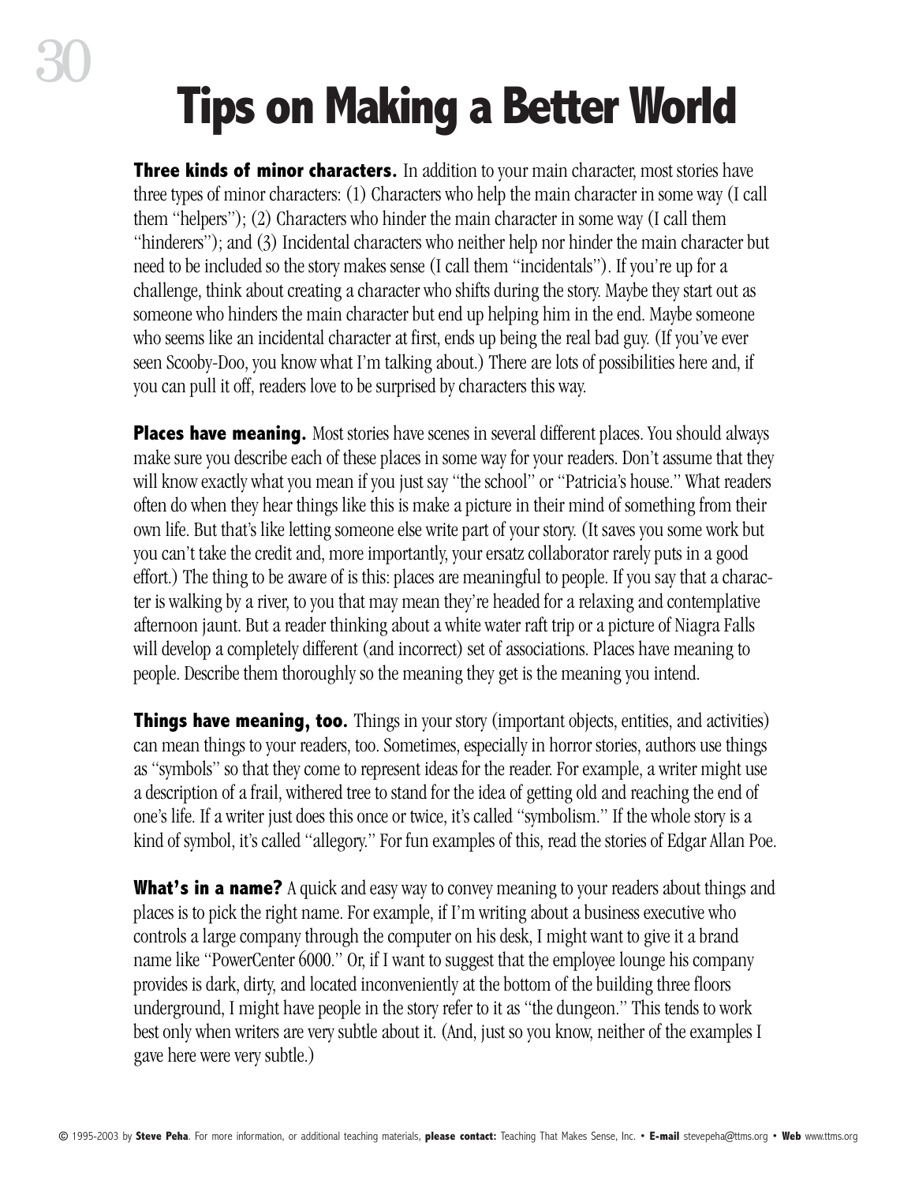# Tips on Making a Better World

**Three kinds of minor characters.** In addition to your main character, most stories have three types of minor characters: (1) Characters who help the main character in some way (I call them "helpers"); (2) Characters who hinder the main character in some way (I call them "hinderers"); and (3) Incidental characters who neither help nor hinder the main character but need to be included so the story makes sense (I call them "incidentals"). If you're up for a challenge, think about creating a character who shifts during the story. Maybe they start out as someone who hinders the main character but end up helping him in the end. Maybe someone who seems like an incidental character at first, ends up being the real bad guy. (If you've ever seen Scooby-Doo, you know what I'm talking about.) There are lots of possibilities here and, if you can pull it off, readers love to be surprised by characters this way.

**Places have meaning.** Most stories have scenes in several different places. You should always make sure you describe each of these places in some way for your readers. Don't assume that they will know exactly what you mean if you just say "the school" or "Patricia's house." What readers often do when they hear things like this is make a picture in their mind of something from their own life. But that's like letting someone else write part of your story. (It saves you some work but you can't take the credit and, more importantly, your ersatz collaborator rarely puts in a good effort.) The thing to be aware of is this: places are meaningful to people. If you say that a character is walking by a river, to you that may mean they're headed for a relaxing and contemplative afternoon jaunt. But a reader thinking about a white water raft trip or a picture of Niagra Falls will develop a completely different (and incorrect) set of associations. Places have meaning to people. Describe them thoroughly so the meaning they get is the meaning you intend.

**Things have meaning, too.** Things in your story (important objects, entities, and activities) can mean things to your readers, too. Sometimes, especially in horror stories, authors use things as "symbols" so that they come to represent ideas for the reader. For example, a writer might use a description of a frail, withered tree to stand for the idea of getting old and reaching the end of one's life. If a writer just does this once or twice, it's called "symbolism." If the whole story is a kind of symbol, it's called "allegory." For fun examples of this, read the stories of Edgar Allan Poe.

**What's in a name?** A quick and easy way to convey meaning to your readers about things and places is to pick the right name. For example, if I'm writing about a business executive who controls a large company through the computer on his desk, I might want to give it a brand name like "PowerCenter 6000." Or, if I want to suggest that the employee lounge his company provides is dark, dirty, and located inconveniently at the bottom of the building three floors underground, I might have people in the story refer to it as "the dungeon." This tends to work best only when writers are very subtle about it. (And, just so you know, neither of the examples I gave here were very subtle.)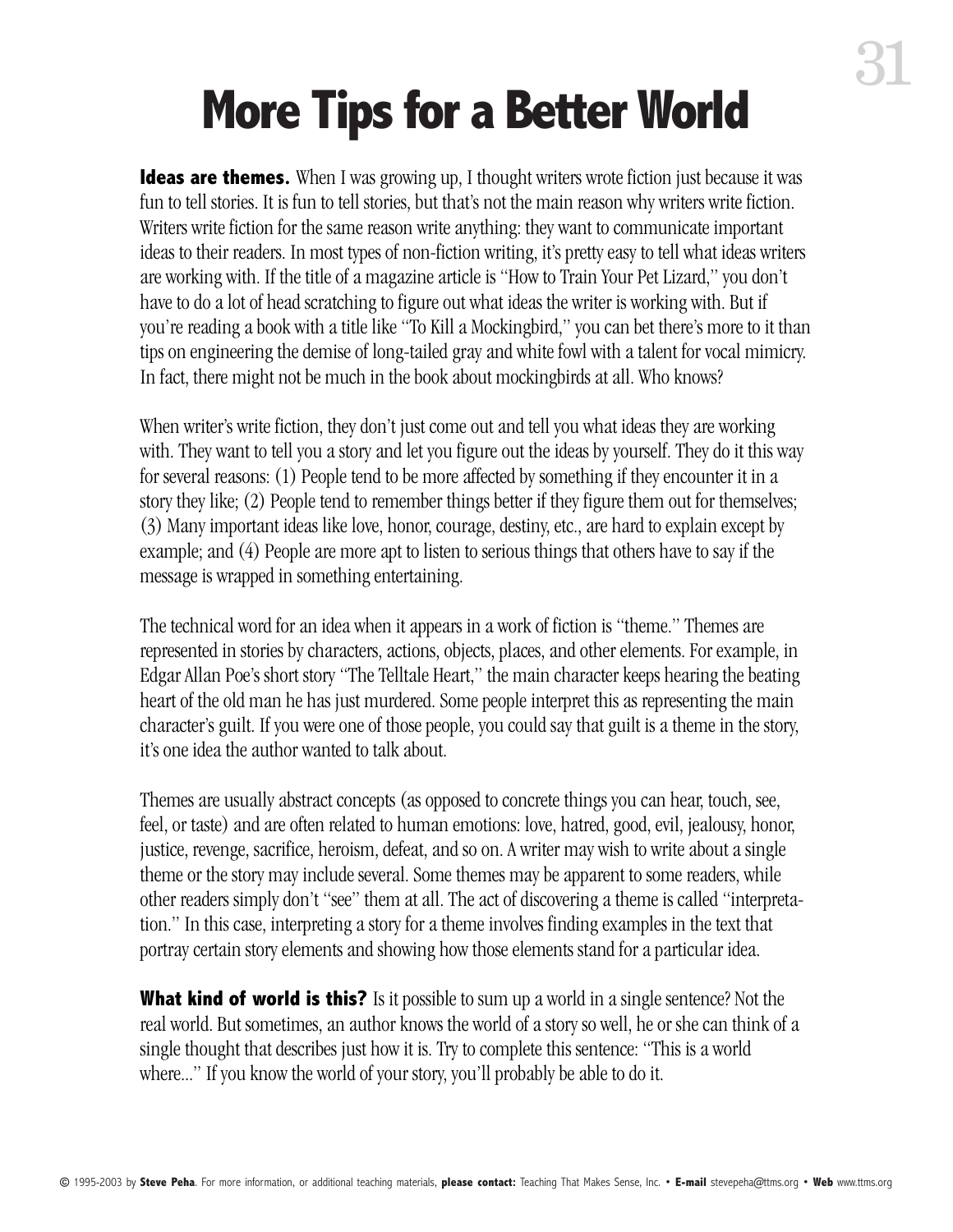# More Tips for a Better World

**Ideas are themes.** When I was growing up, I thought writers wrote fiction just because it was fun to tell stories. It is fun to tell stories, but that's not the main reason why writers write fiction. Writers write fiction for the same reason write anything: they want to communicate important ideas to their readers. In most types of non-fiction writing, it's pretty easy to tell what ideas writers are working with. If the title of a magazine article is "How to Train Your Pet Lizard," you don't have to do a lot of head scratching to figure out what ideas the writer is working with. But if you're reading a book with a title like "To Kill a Mockingbird," you can bet there's more to it than tips on engineering the demise of long-tailed gray and white fowl with a talent for vocal mimicry. In fact, there might not be much in the book about mockingbirds at all. Who knows?

When writer's write fiction, they don't just come out and tell you what ideas they are working with. They want to tell you a story and let you figure out the ideas by yourself. They do it this way for several reasons: (1) People tend to be more affected by something if they encounter it in a story they like; (2) People tend to remember things better if they figure them out for themselves; (3) Many important ideas like love, honor, courage, destiny, etc., are hard to explain except by example; and (4) People are more apt to listen to serious things that others have to say if the message is wrapped in something entertaining.

The technical word for an idea when it appears in a work of fiction is "theme." Themes are represented in stories by characters, actions, objects, places, and other elements. For example, in Edgar Allan Poe's short story "The Telltale Heart," the main character keeps hearing the beating heart of the old man he has just murdered. Some people interpret this as representing the main character's guilt. If you were one of those people, you could say that guilt is a theme in the story, it's one idea the author wanted to talk about.

Themes are usually abstract concepts (as opposed to concrete things you can hear, touch, see, feel, or taste) and are often related to human emotions: love, hatred, good, evil, jealousy, honor, justice, revenge, sacrifice, heroism, defeat, and so on. A writer may wish to write about a single theme or the story may include several. Some themes may be apparent to some readers, while other readers simply don't "see" them at all. The act of discovering a theme is called "interpretation." In this case, interpreting a story for a theme involves finding examples in the text that portray certain story elements and showing how those elements stand for a particular idea.

**What kind of world is this?** Is it possible to sum up a world in a single sentence? Not the real world. But sometimes, an author knows the world of a story so well, he or she can think of a single thought that describes just how it is. Try to complete this sentence: "This is a world where..." If you know the world of your story, you'll probably be able to do it.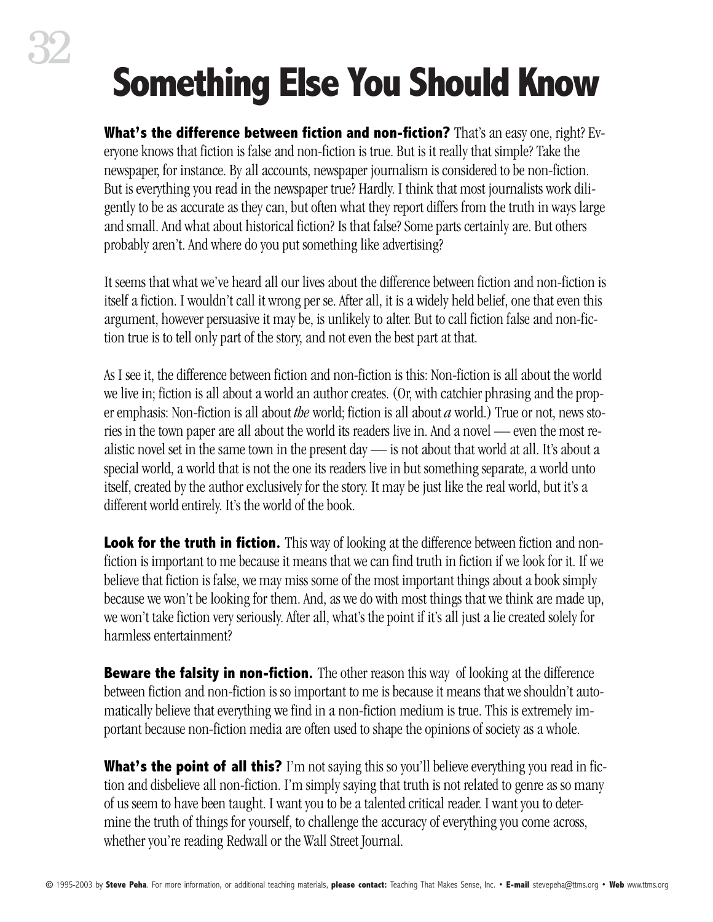# Something Else You Should Know

**What's the difference between fiction and non-fiction?** That's an easy one, right? Everyone knows that fiction is false and non-fiction is true. But is it really that simple? Take the newspaper, for instance. By all accounts, newspaper journalism is considered to be non-fiction. But is everything you read in the newspaper true? Hardly. I think that most journalists work diligently to be as accurate as they can, but often what they report differs from the truth in ways large and small. And what about historical fiction? Is that false? Some parts certainly are. But others probably aren't. And where do you put something like advertising?

It seems that what we've heard all our lives about the difference between fiction and non-fiction is itself a fiction. I wouldn't call it wrong per se. After all, it is a widely held belief, one that even this argument, however persuasive it may be, is unlikely to alter. But to call fiction false and non-fiction true is to tell only part of the story, and not even the best part at that.

As I see it, the difference between fiction and non-fiction is this: Non-fiction is all about the world we live in; fiction is all about a world an author creates. (Or, with catchier phrasing and the proper emphasis: Non-fiction is all about *the* world; fiction is all about *a* world.) True or not, news stories in the town paper are all about the world its readers live in. And a novel — even the most realistic novel set in the same town in the present day — is not about that world at all. It's about a special world, a world that is not the one its readers live in but something separate, a world unto itself, created by the author exclusively for the story. It may be just like the real world, but it's a different world entirely. It's the world of the book.

**Look for the truth in fiction.** This way of looking at the difference between fiction and non-fiction is important to me because it means that we can find truth in fiction if we look for it. If we believe that fiction is false, we may miss some of the most important things about a book simply because we won't be looking for them. And, as we do with most things that we think are made up, we won't take fiction very seriously. After all, what's the point if it's all just a lie created solely for harmless entertainment?

**Beware the falsity in non-fiction.** The other reason this way of looking at the difference between fiction and non-fiction is so important to me is because it means that we shouldn't automatically believe that everything we find in a non-fiction medium is true. This is extremely important because non-fiction media are often used to shape the opinions of society as a whole.

**What's the point of all this?** I'm not saying this so you'll believe everything you read in fiction and disbelieve all non-fiction. I'm simply saying that truth is not related to genre as so many of us seem to have been taught. I want you to be a talented critical reader. I want you to determine the truth of things for yourself, to challenge the accuracy of everything you come across, whether you're reading Redwall or the Wall Street Journal.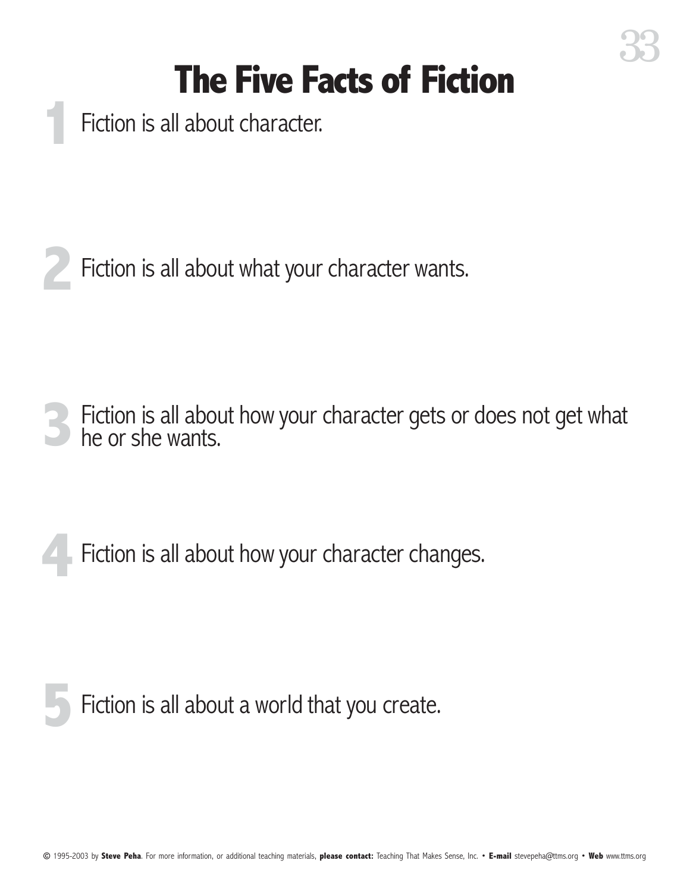# The Five Facts of Fiction

1. Fiction is all about character.

2. Fiction is all about what your character wants.

3. Fiction is all about how your character gets or does not get what he or she wants.

4. Fiction is all about how your character changes.

5. Fiction is all about a world that you create.

© 1995-2003 by **Steve Peha**. For more information, or additional teaching materials, **please contact:** Teaching That Makes Sense, Inc. • **E-mail** stevepeha@ttms.org • **Web** www.ttms.org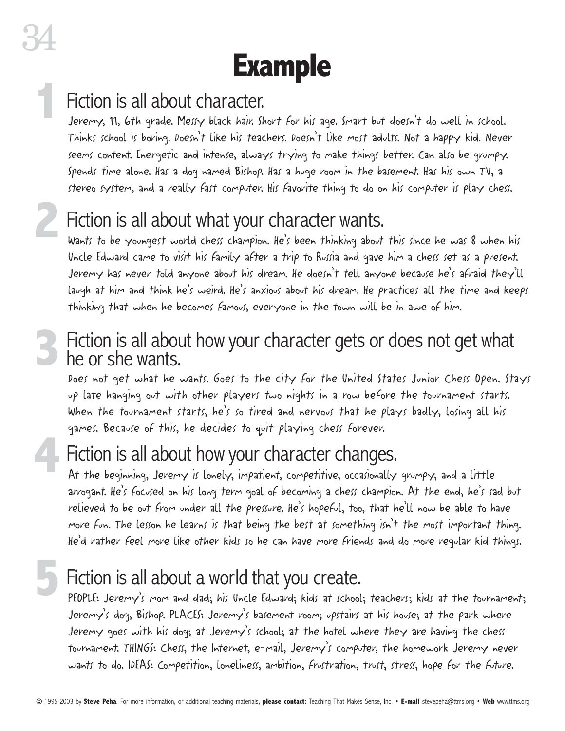# Example

## 1 Fiction is all about character.

Jeremy, 11, 6th grade. Messy black hair. Short for his age. Smart but doesn't do well in school. Thinks school is boring. Doesn't like his teachers. Doesn't like most adults. Not a happy kid. Never seems content. Energetic and intense, always trying to make things better. Can also be grumpy. Spends time alone. Has a dog named Bishop. Has a huge room in the basement. Has his own TV, a stereo system, and a really fast computer. His favorite thing to do on his computer is play chess.

## 2 Fiction is all about what your character wants.

Wants to be youngest world chess champion. He's been thinking about this since he was 8 when his Uncle Edward came to visit his family after a trip to Russia and gave him a chess set as a present. Jeremy has never told anyone about his dream. He doesn't tell anyone because he's afraid they'll laugh at him and think he's weird. He's anxious about his dream. He practices all the time and keeps thinking that when he becomes famous, everyone in the town will be in awe of him.

## 3 Fiction is all about how your character gets or does not get what he or she wants.

Does not get what he wants. Goes to the city for the United States Junior Chess Open. Stays up late hanging out with other players two nights in a row before the tournament starts. When the tournament starts, he's so tired and nervous that he plays badly, losing all his games. Because of this, he decides to quit playing chess forever.

## 4 Fiction is all about how your character changes.

At the beginning, Jeremy is lonely, impatient, competitive, occasionally grumpy, and a little arrogant. He's focused on his long term goal of becoming a chess champion. At the end, he's sad but relieved to be out from under all the pressure. He's hopeful, too, that he'll now be able to have more fun. The lesson he learns is that being the best at something isn't the most important thing. He'd rather feel more like other kids so he can have more friends and do more regular kid things.

## 5 Fiction is all about a world that you create.

PEOPLE: Jeremy's mom and dad; his Uncle Edward; kids at school; teachers; kids at the tournament; Jeremy's dog, Bishop. PLACES: Jeremy's basement room; upstairs at his house; at the park where Jeremy goes with his dog; at Jeremy's school; at the hotel where they are having the chess tournament. THINGS: Chess, the Internet, e-mail, Jeremy's computer, the homework Jeremy never wants to do. IDEAS: Competition, loneliness, ambition, frustration, trust, stress, hope for the future.

© 1995-2003 by **Steve Peha**. For more information, or additional teaching materials, **please contact:** Teaching That Makes Sense, Inc. • **E-mail** stevepeha@ttms.org • **Web** www.ttms.org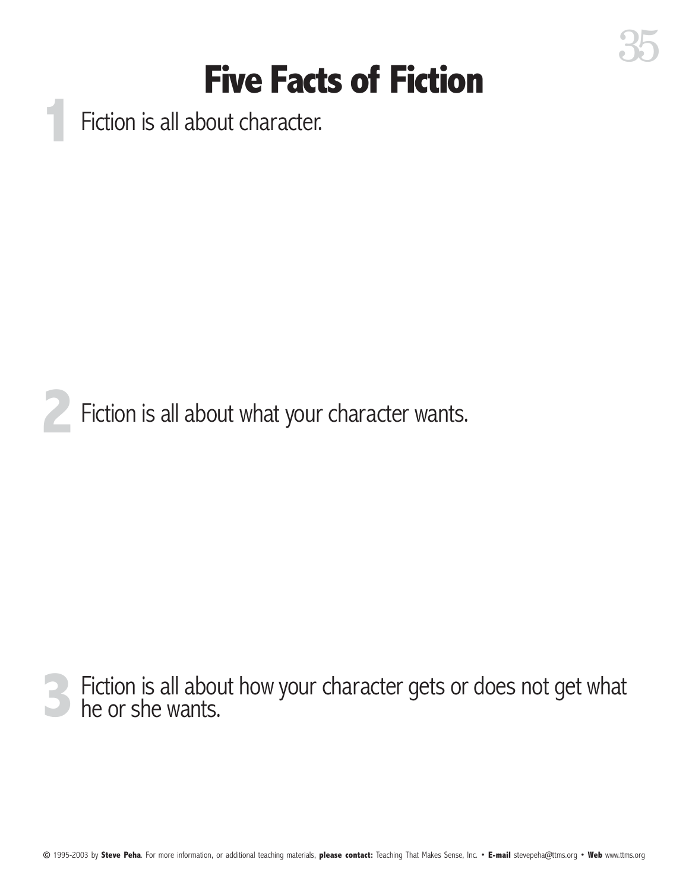# Five Facts of Fiction

**1** Fiction is all about character.

**2** Fiction is all about what your character wants.

**3** Fiction is all about how your character gets or does not get what he or she wants.

© 1995-2003 by **Steve Peha**. For more information, or additional teaching materials, **please contact:** Teaching That Makes Sense, Inc. • **E-mail** stevepeha@ttms.org • **Web** www.ttms.org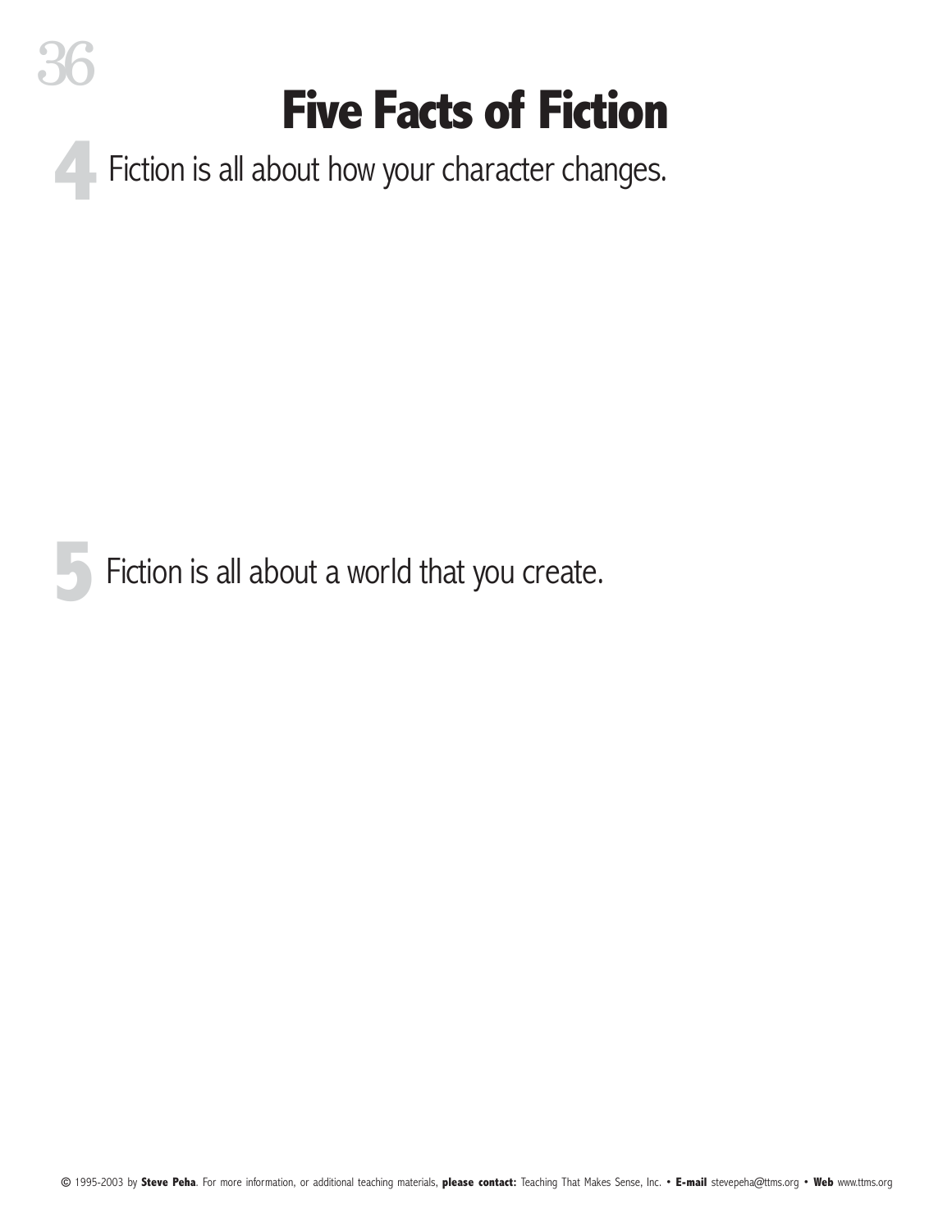# Five Facts of Fiction

**4** Fiction is all about how your character changes.

**5** Fiction is all about a world that you create.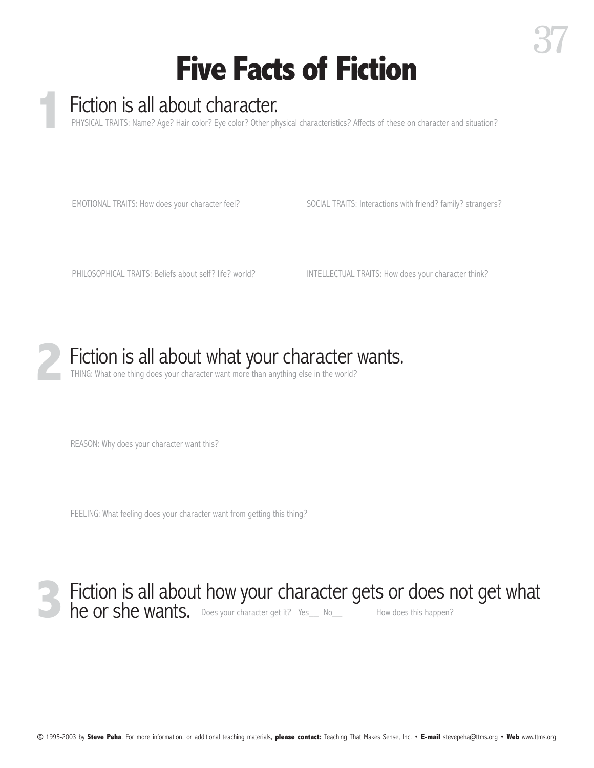# Five Facts of Fiction

## 1 Fiction is all about character.

PHYSICAL TRAITS: Name? Age? Hair color? Eye color? Other physical characteristics? Affects of these on character and situation?

EMOTIONAL TRAITS: How does your character feel?

SOCIAL TRAITS: Interactions with friend? family? strangers?

PHILOSOPHICAL TRAITS: Beliefs about self? life? world?

INTELLECTUAL TRAITS: How does your character think?

## 2 Fiction is all about what your character wants.

THING: What one thing does your character want more than anything else in the world?

REASON: Why does your character want this?

FEELING: What feeling does your character want from getting this thing?

## 3 Fiction is all about how your character gets or does not get what he or she wants.

Does your character get it? Yes___ No___

How does this happen?

© 1995-2003 by **Steve Peha**. For more information, or additional teaching materials, **please contact:** Teaching That Makes Sense, Inc. • **E-mail** stevepeha@ttms.org • **Web** www.ttms.org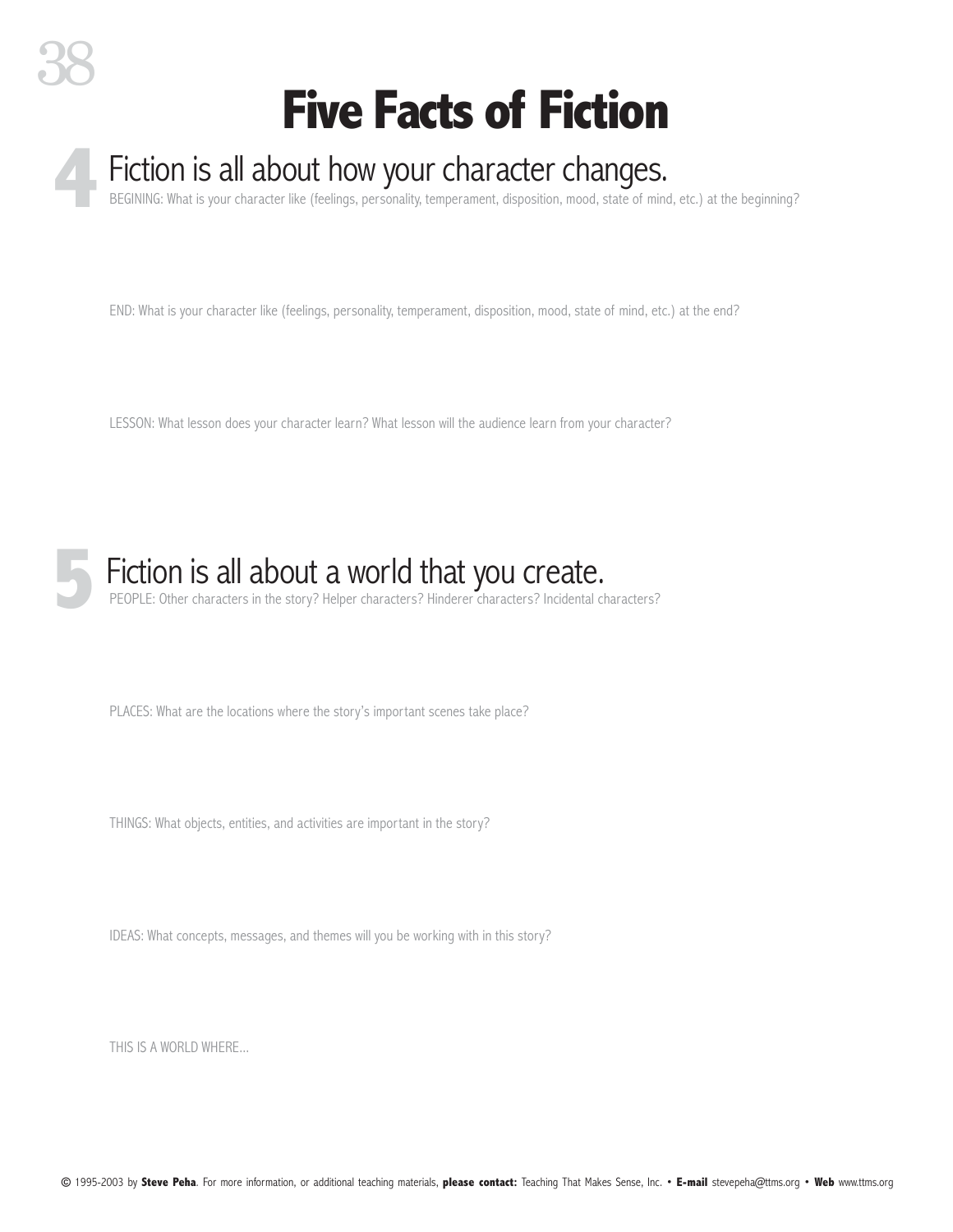# Five Facts of Fiction

## 4 Fiction is all about how your character changes.

BEGINING: What is your character like (feelings, personality, temperament, disposition, mood, state of mind, etc.) at the beginning?

END: What is your character like (feelings, personality, temperament, disposition, mood, state of mind, etc.) at the end?

LESSON: What lesson does your character learn? What lesson will the audience learn from your character?

## 5 Fiction is all about a world that you create.

PEOPLE: Other characters in the story? Helper characters? Hinderer characters? Incidental characters?

PLACES: What are the locations where the story's important scenes take place?

THINGS: What objects, entities, and activities are important in the story?

IDEAS: What concepts, messages, and themes will you be working with in this story?

THIS IS A WORLD WHERE...

© 1995-2003 by **Steve Peha**. For more information, or additional teaching materials, **please contact:** Teaching That Makes Sense, Inc. • **E-mail** stevepeha@ttms.org • **Web** www.ttms.org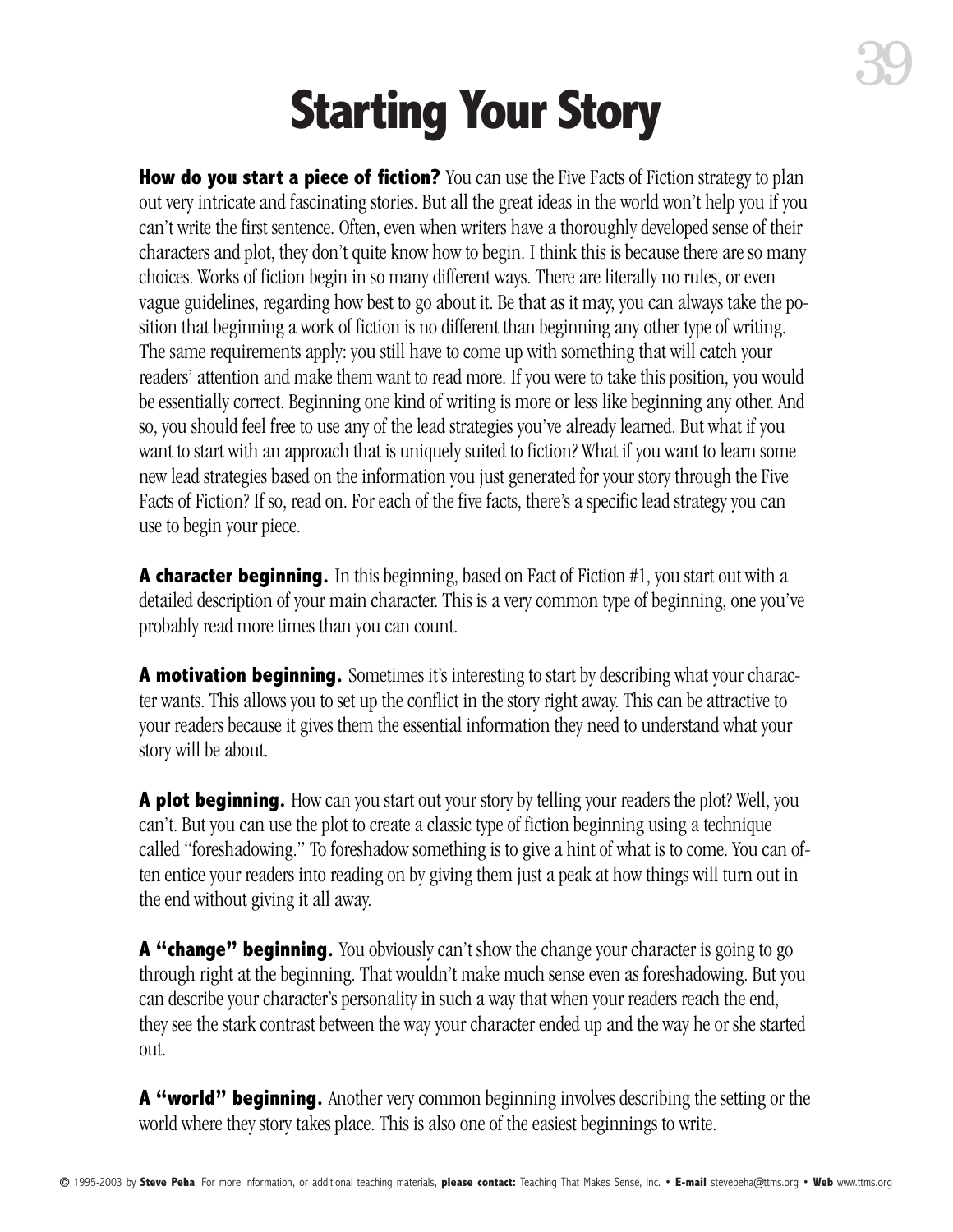# Starting Your Story

**How do you start a piece of fiction?** You can use the Five Facts of Fiction strategy to plan out very intricate and fascinating stories. But all the great ideas in the world won't help you if you can't write the first sentence. Often, even when writers have a thoroughly developed sense of their characters and plot, they don't quite know how to begin. I think this is because there are so many choices. Works of fiction begin in so many different ways. There are literally no rules, or even vague guidelines, regarding how best to go about it. Be that as it may, you can always take the position that beginning a work of fiction is no different than beginning any other type of writing. The same requirements apply: you still have to come up with something that will catch your readers' attention and make them want to read more. If you were to take this position, you would be essentially correct. Beginning one kind of writing is more or less like beginning any other. And so, you should feel free to use any of the lead strategies you've already learned. But what if you want to start with an approach that is uniquely suited to fiction? What if you want to learn some new lead strategies based on the information you just generated for your story through the Five Facts of Fiction? If so, read on. For each of the five facts, there's a specific lead strategy you can use to begin your piece.

**A character beginning.** In this beginning, based on Fact of Fiction #1, you start out with a detailed description of your main character. This is a very common type of beginning, one you've probably read more times than you can count.

**A motivation beginning.** Sometimes it's interesting to start by describing what your character wants. This allows you to set up the conflict in the story right away. This can be attractive to your readers because it gives them the essential information they need to understand what your story will be about.

**A plot beginning.** How can you start out your story by telling your readers the plot? Well, you can't. But you can use the plot to create a classic type of fiction beginning using a technique called "foreshadowing." To foreshadow something is to give a hint of what is to come. You can often entice your readers into reading on by giving them just a peak at how things will turn out in the end without giving it all away.

**A "change" beginning.** You obviously can't show the change your character is going to go through right at the beginning. That wouldn't make much sense even as foreshadowing. But you can describe your character's personality in such a way that when your readers reach the end, they see the stark contrast between the way your character ended up and the way he or she started out.

**A "world" beginning.** Another very common beginning involves describing the setting or the world where they story takes place. This is also one of the easiest beginnings to write.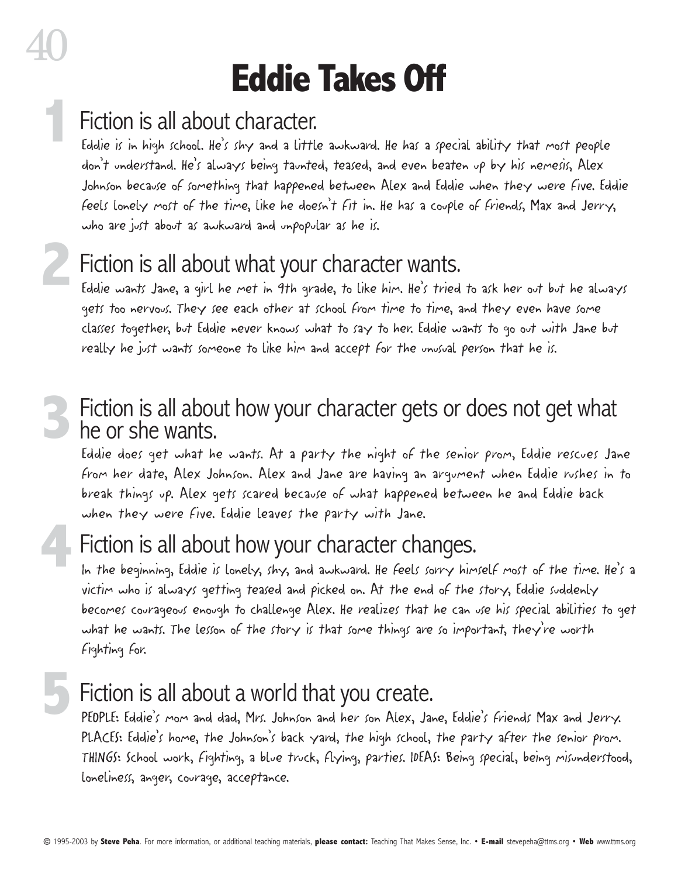# Eddie Takes Off

## 1 Fiction is all about character.

Eddie is in high school. He's shy and a little awkward. He has a special ability that most people don't understand. He's always being taunted, teased, and even beaten up by his nemesis, Alex Johnson because of something that happened between Alex and Eddie when they were five. Eddie feels lonely most of the time, like he doesn't fit in. He has a couple of friends, Max and Jerry, who are just about as awkward and unpopular as he is.

## 2 Fiction is all about what your character wants.

Eddie wants Jane, a girl he met in 9th grade, to like him. He's tried to ask her out but he always gets too nervous. They see each other at school from time to time, and they even have some classes together, but Eddie never knows what to say to her. Eddie wants to go out with Jane but really he just wants someone to like him and accept for the unusual person that he is.

## 3 Fiction is all about how your character gets or does not get what he or she wants.

Eddie does get what he wants. At a party the night of the senior prom, Eddie rescues Jane from her date, Alex Johnson. Alex and Jane are having an argument when Eddie rushes in to break things up. Alex gets scared because of what happened between he and Eddie back when they were five. Eddie leaves the party with Jane.

## 4 Fiction is all about how your character changes.

In the beginning, Eddie is lonely, shy, and awkward. He feels sorry himself most of the time. He's a victim who is always getting teased and picked on. At the end of the story, Eddie suddenly becomes courageous enough to challenge Alex. He realizes that he can use his special abilities to get what he wants. The lesson of the story is that some things are so important, they're worth fighting for.

## 5 Fiction is all about a world that you create.

PEOPLE: Eddie's mom and dad, Mrs. Johnson and her son Alex, Jane, Eddie's friends Max and Jerry. PLACES: Eddie's home, the Johnson's back yard, the high school, the party after the senior prom. THINGS: School work, fighting, a blue truck, flying, parties. IDEAS: Being special, being misunderstood, loneliness, anger, courage, acceptance.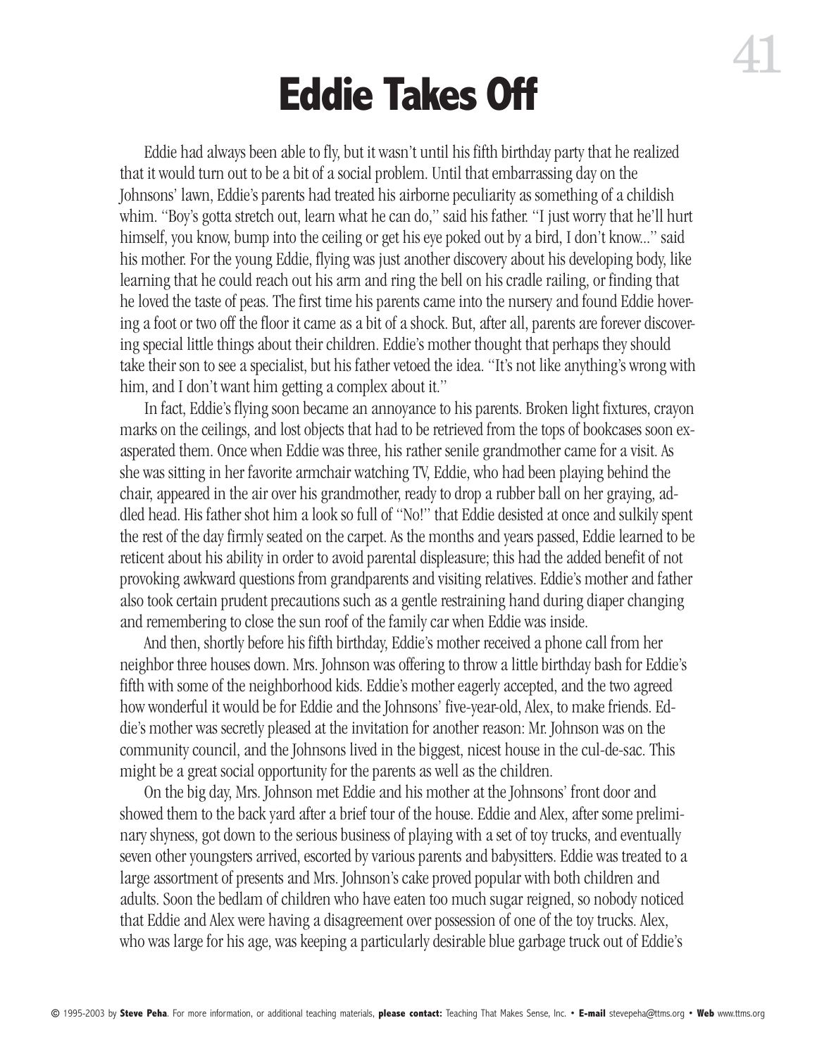# Eddie Takes Off

Eddie had always been able to fly, but it wasn't until his fifth birthday party that he realized that it would turn out to be a bit of a social problem. Until that embarrassing day on the Johnsons' lawn, Eddie's parents had treated his airborne peculiarity as something of a childish whim. "Boy's gotta stretch out, learn what he can do," said his father. "I just worry that he'll hurt himself, you know, bump into the ceiling or get his eye poked out by a bird, I don't know..." said his mother. For the young Eddie, flying was just another discovery about his developing body, like learning that he could reach out his arm and ring the bell on his cradle railing, or finding that he loved the taste of peas. The first time his parents came into the nursery and found Eddie hovering a foot or two off the floor it came as a bit of a shock. But, after all, parents are forever discovering special little things about their children. Eddie's mother thought that perhaps they should take their son to see a specialist, but his father vetoed the idea. "It's not like anything's wrong with him, and I don't want him getting a complex about it."

In fact, Eddie's flying soon became an annoyance to his parents. Broken light fixtures, crayon marks on the ceilings, and lost objects that had to be retrieved from the tops of bookcases soon exasperated them. Once when Eddie was three, his rather senile grandmother came for a visit. As she was sitting in her favorite armchair watching TV, Eddie, who had been playing behind the chair, appeared in the air over his grandmother, ready to drop a rubber ball on her graying, addled head. His father shot him a look so full of "No!" that Eddie desisted at once and sulkily spent the rest of the day firmly seated on the carpet. As the months and years passed, Eddie learned to be reticent about his ability in order to avoid parental displeasure; this had the added benefit of not provoking awkward questions from grandparents and visiting relatives. Eddie's mother and father also took certain prudent precautions such as a gentle restraining hand during diaper changing and remembering to close the sun roof of the family car when Eddie was inside.

And then, shortly before his fifth birthday, Eddie's mother received a phone call from her neighbor three houses down. Mrs. Johnson was offering to throw a little birthday bash for Eddie's fifth with some of the neighborhood kids. Eddie's mother eagerly accepted, and the two agreed how wonderful it would be for Eddie and the Johnsons' five-year-old, Alex, to make friends. Eddie's mother was secretly pleased at the invitation for another reason: Mr. Johnson was on the community council, and the Johnsons lived in the biggest, nicest house in the cul-de-sac. This might be a great social opportunity for the parents as well as the children.

On the big day, Mrs. Johnson met Eddie and his mother at the Johnsons' front door and showed them to the back yard after a brief tour of the house. Eddie and Alex, after some preliminary shyness, got down to the serious business of playing with a set of toy trucks, and eventually seven other youngsters arrived, escorted by various parents and babysitters. Eddie was treated to a large assortment of presents and Mrs. Johnson's cake proved popular with both children and adults. Soon the bedlam of children who have eaten too much sugar reigned, so nobody noticed that Eddie and Alex were having a disagreement over possession of one of the toy trucks. Alex, who was large for his age, was keeping a particularly desirable blue garbage truck out of Eddie's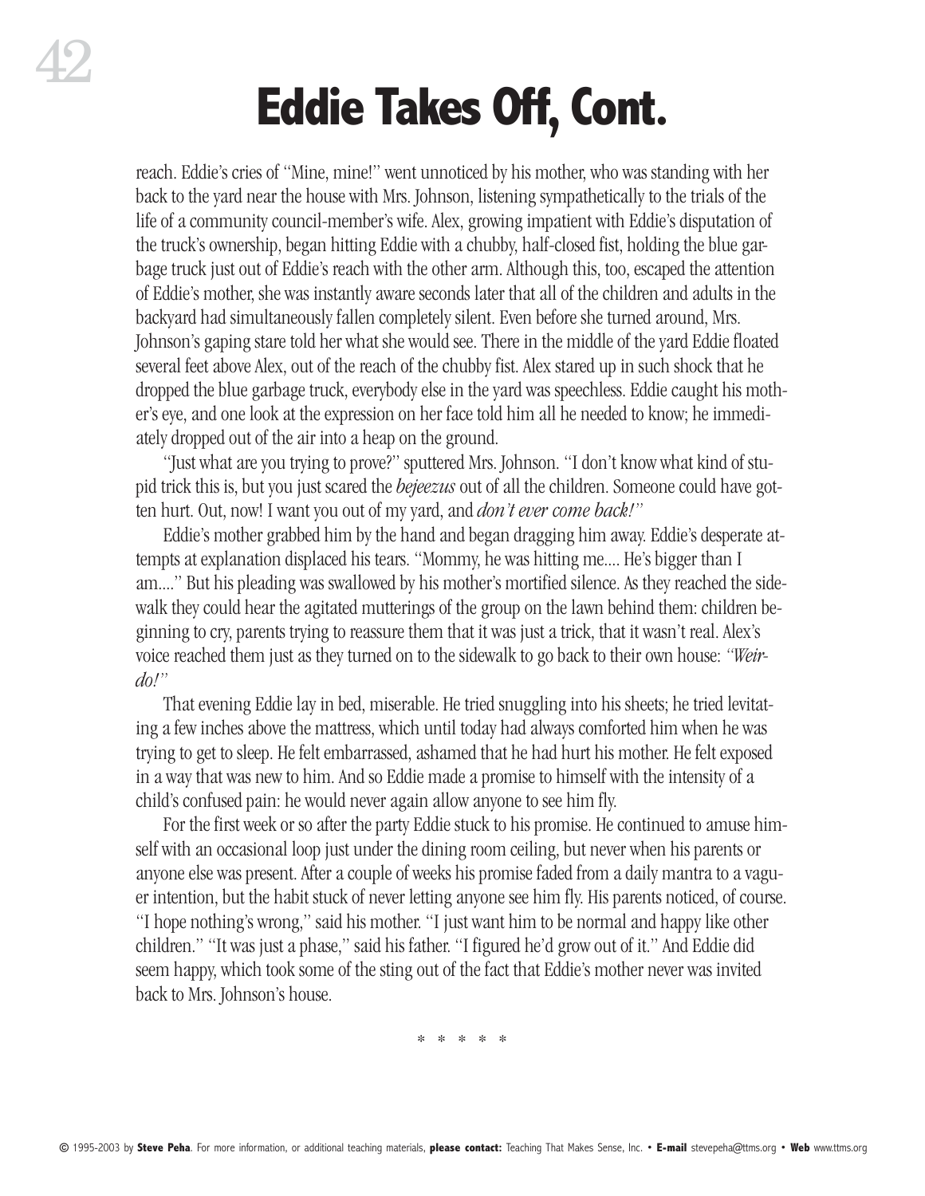# Eddie Takes Off, Cont.

reach. Eddie's cries of "Mine, mine!" went unnoticed by his mother, who was standing with her back to the yard near the house with Mrs. Johnson, listening sympathetically to the trials of the life of a community council-member's wife. Alex, growing impatient with Eddie's disputation of the truck's ownership, began hitting Eddie with a chubby, half-closed fist, holding the blue garbage truck just out of Eddie's reach with the other arm. Although this, too, escaped the attention of Eddie's mother, she was instantly aware seconds later that all of the children and adults in the backyard had simultaneously fallen completely silent. Even before she turned around, Mrs. Johnson's gaping stare told her what she would see. There in the middle of the yard Eddie floated several feet above Alex, out of the reach of the chubby fist. Alex stared up in such shock that he dropped the blue garbage truck, everybody else in the yard was speechless. Eddie caught his mother's eye, and one look at the expression on her face told him all he needed to know; he immediately dropped out of the air into a heap on the ground.

"Just what are you trying to prove?" sputtered Mrs. Johnson. "I don't know what kind of stupid trick this is, but you just scared the *bejeezus* out of all the children. Someone could have gotten hurt. Out, now! I want you out of my yard, and *don't ever come back!"*

Eddie's mother grabbed him by the hand and began dragging him away. Eddie's desperate attempts at explanation displaced his tears. "Mommy, he was hitting me.... He's bigger than I am...." But his pleading was swallowed by his mother's mortified silence. As they reached the sidewalk they could hear the agitated mutterings of the group on the lawn behind them: children beginning to cry, parents trying to reassure them that it was just a trick, that it wasn't real. Alex's voice reached them just as they turned on to the sidewalk to go back to their own house: *"Weirdo!"*

That evening Eddie lay in bed, miserable. He tried snuggling into his sheets; he tried levitating a few inches above the mattress, which until today had always comforted him when he was trying to get to sleep. He felt embarrassed, ashamed that he had hurt his mother. He felt exposed in a way that was new to him. And so Eddie made a promise to himself with the intensity of a child's confused pain: he would never again allow anyone to see him fly.

For the first week or so after the party Eddie stuck to his promise. He continued to amuse himself with an occasional loop just under the dining room ceiling, but never when his parents or anyone else was present. After a couple of weeks his promise faded from a daily mantra to a vaguer intention, but the habit stuck of never letting anyone see him fly. His parents noticed, of course. "I hope nothing's wrong," said his mother. "I just want him to be normal and happy like other children." "It was just a phase," said his father. "I figured he'd grow out of it." And Eddie did seem happy, which took some of the sting out of the fact that Eddie's mother never was invited back to Mrs. Johnson's house.

* * * * *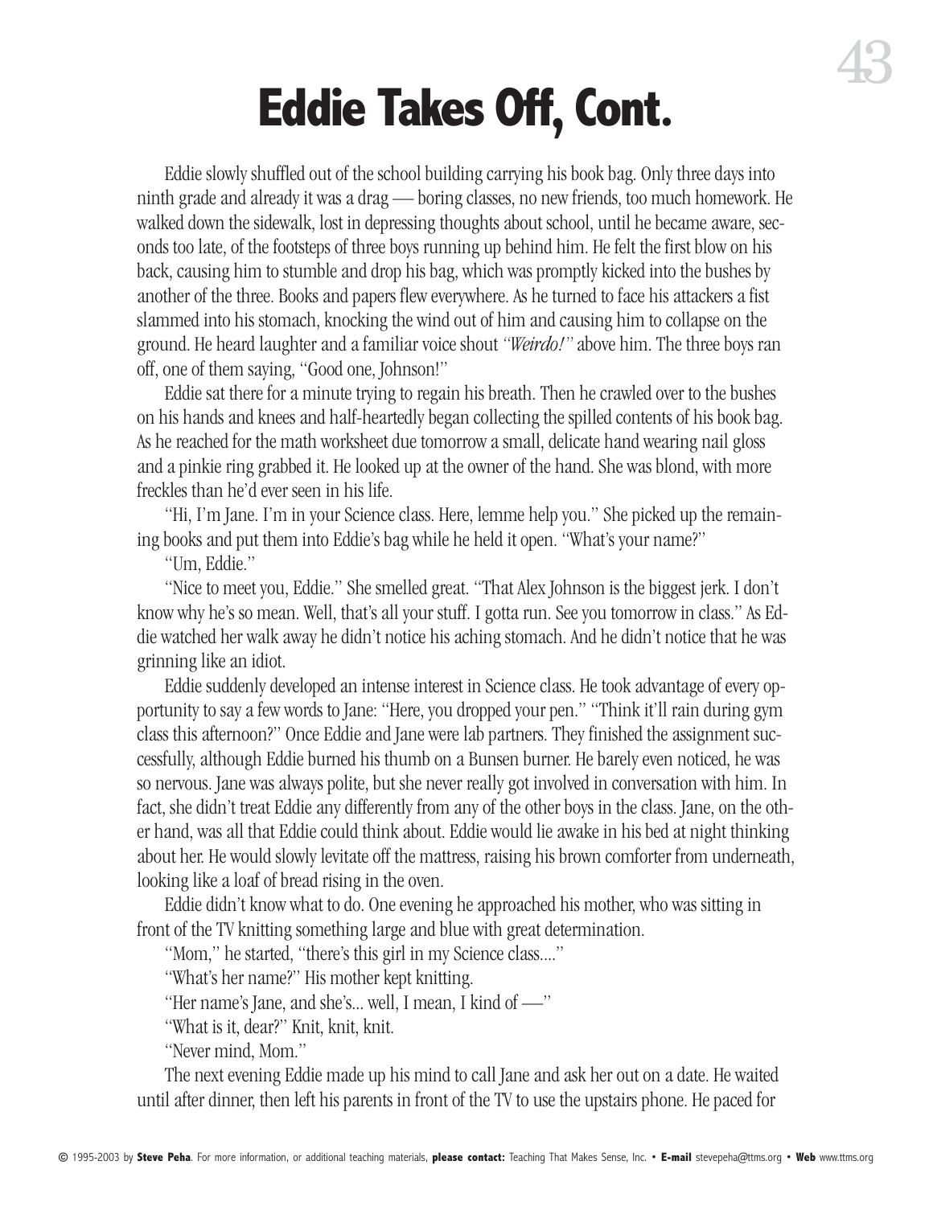# Eddie Takes Off, Cont.

Eddie slowly shuffled out of the school building carrying his book bag. Only three days into ninth grade and already it was a drag — boring classes, no new friends, too much homework. He walked down the sidewalk, lost in depressing thoughts about school, until he became aware, seconds too late, of the footsteps of three boys running up behind him. He felt the first blow on his back, causing him to stumble and drop his bag, which was promptly kicked into the bushes by another of the three. Books and papers flew everywhere. As he turned to face his attackers a fist slammed into his stomach, knocking the wind out of him and causing him to collapse on the ground. He heard laughter and a familiar voice shout *"Weirdo!"* above him. The three boys ran off, one of them saying, "Good one, Johnson!"

Eddie sat there for a minute trying to regain his breath. Then he crawled over to the bushes on his hands and knees and half-heartedly began collecting the spilled contents of his book bag. As he reached for the math worksheet due tomorrow a small, delicate hand wearing nail gloss and a pinkie ring grabbed it. He looked up at the owner of the hand. She was blond, with more freckles than he'd ever seen in his life.

"Hi, I'm Jane. I'm in your Science class. Here, lemme help you." She picked up the remaining books and put them into Eddie's bag while he held it open. "What's your name?"

"Um, Eddie."

"Nice to meet you, Eddie." She smelled great. "That Alex Johnson is the biggest jerk. I don't know why he's so mean. Well, that's all your stuff. I gotta run. See you tomorrow in class." As Eddie watched her walk away he didn't notice his aching stomach. And he didn't notice that he was grinning like an idiot.

Eddie suddenly developed an intense interest in Science class. He took advantage of every opportunity to say a few words to Jane: "Here, you dropped your pen." "Think it'll rain during gym class this afternoon?" Once Eddie and Jane were lab partners. They finished the assignment successfully, although Eddie burned his thumb on a Bunsen burner. He barely even noticed, he was so nervous. Jane was always polite, but she never really got involved in conversation with him. In fact, she didn't treat Eddie any differently from any of the other boys in the class. Jane, on the other hand, was all that Eddie could think about. Eddie would lie awake in his bed at night thinking about her. He would slowly levitate off the mattress, raising his brown comforter from underneath, looking like a loaf of bread rising in the oven.

Eddie didn't know what to do. One evening he approached his mother, who was sitting in front of the TV knitting something large and blue with great determination.

"Mom," he started, "there's this girl in my Science class...."

"What's her name?" His mother kept knitting.

"Her name's Jane, and she's... well, I mean, I kind of —"

"What is it, dear?" Knit, knit, knit.

"Never mind, Mom."

The next evening Eddie made up his mind to call Jane and ask her out on a date. He waited until after dinner, then left his parents in front of the TV to use the upstairs phone. He paced for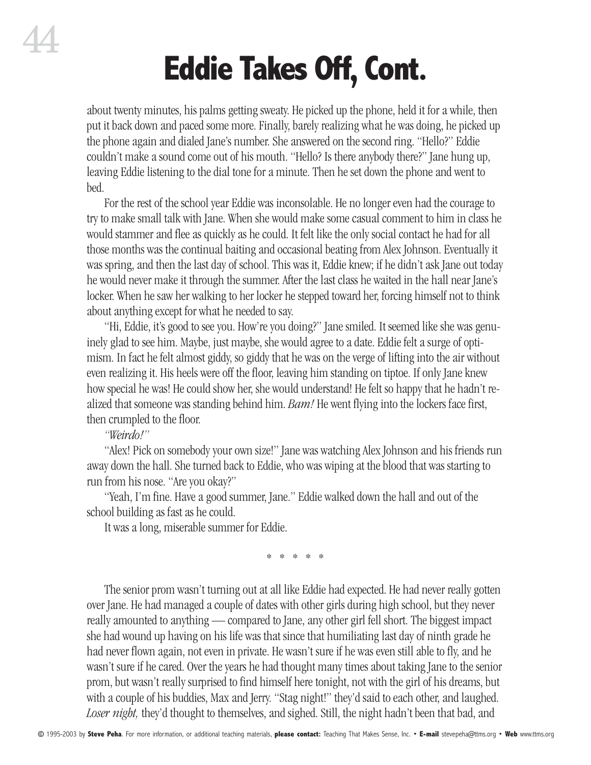# Eddie Takes Off, Cont.

about twenty minutes, his palms getting sweaty. He picked up the phone, held it for a while, then put it back down and paced some more. Finally, barely realizing what he was doing, he picked up the phone again and dialed Jane's number. She answered on the second ring. "Hello?" Eddie couldn't make a sound come out of his mouth. "Hello? Is there anybody there?" Jane hung up, leaving Eddie listening to the dial tone for a minute. Then he set down the phone and went to bed.

For the rest of the school year Eddie was inconsolable. He no longer even had the courage to try to make small talk with Jane. When she would make some casual comment to him in class he would stammer and flee as quickly as he could. It felt like the only social contact he had for all those months was the continual baiting and occasional beating from Alex Johnson. Eventually it was spring, and then the last day of school. This was it, Eddie knew; if he didn't ask Jane out today he would never make it through the summer. After the last class he waited in the hall near Jane's locker. When he saw her walking to her locker he stepped toward her, forcing himself not to think about anything except for what he needed to say.

"Hi, Eddie, it's good to see you. How're you doing?" Jane smiled. It seemed like she was genuinely glad to see him. Maybe, just maybe, she would agree to a date. Eddie felt a surge of optimism. In fact he felt almost giddy, so giddy that he was on the verge of lifting into the air without even realizing it. His heels were off the floor, leaving him standing on tiptoe. If only Jane knew how special he was! He could show her, she would understand! He felt so happy that he hadn't realized that someone was standing behind him. *Bam!* He went flying into the lockers face first, then crumpled to the floor.

*"Weirdo!"*

"Alex! Pick on somebody your own size!" Jane was watching Alex Johnson and his friends run away down the hall. She turned back to Eddie, who was wiping at the blood that was starting to run from his nose. "Are you okay?"

"Yeah, I'm fine. Have a good summer, Jane." Eddie walked down the hall and out of the school building as fast as he could.

It was a long, miserable summer for Eddie.

* * * * *

The senior prom wasn't turning out at all like Eddie had expected. He had never really gotten over Jane. He had managed a couple of dates with other girls during high school, but they never really amounted to anything — compared to Jane, any other girl fell short. The biggest impact she had wound up having on his life was that since that humiliating last day of ninth grade he had never flown again, not even in private. He wasn't sure if he was even still able to fly, and he wasn't sure if he cared. Over the years he had thought many times about taking Jane to the senior prom, but wasn't really surprised to find himself here tonight, not with the girl of his dreams, but with a couple of his buddies, Max and Jerry. "Stag night!" they'd said to each other, and laughed. *Loser night,* they'd thought to themselves, and sighed. Still, the night hadn't been that bad, and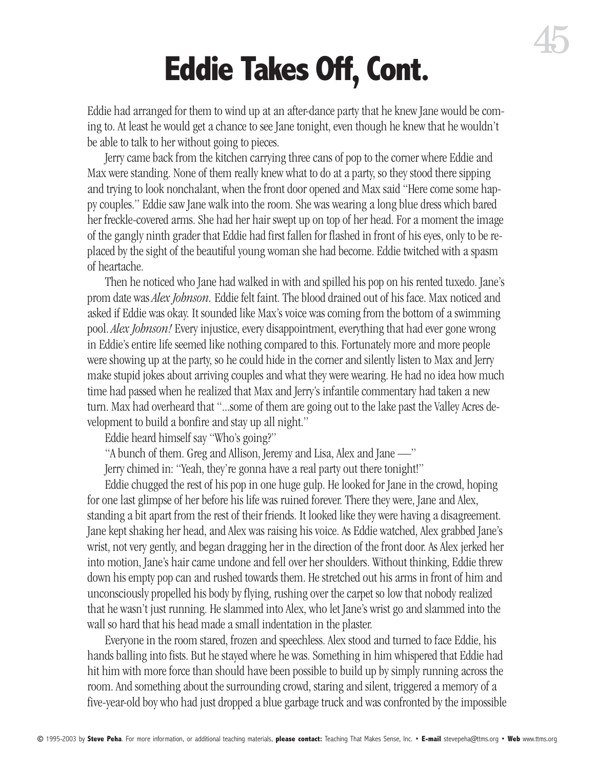# Eddie Takes Off, Cont.

Eddie had arranged for them to wind up at an after-dance party that he knew Jane would be coming to. At least he would get a chance to see Jane tonight, even though he knew that he wouldn't be able to talk to her without going to pieces.

Jerry came back from the kitchen carrying three cans of pop to the corner where Eddie and Max were standing. None of them really knew what to do at a party, so they stood there sipping and trying to look nonchalant, when the front door opened and Max said "Here come some happy couples." Eddie saw Jane walk into the room. She was wearing a long blue dress which bared her freckle-covered arms. She had her hair swept up on top of her head. For a moment the image of the gangly ninth grader that Eddie had first fallen for flashed in front of his eyes, only to be replaced by the sight of the beautiful young woman she had become. Eddie twitched with a spasm of heartache.

Then he noticed who Jane had walked in with and spilled his pop on his rented tuxedo. Jane's prom date was *Alex Johnson.* Eddie felt faint. The blood drained out of his face. Max noticed and asked if Eddie was okay. It sounded like Max's voice was coming from the bottom of a swimming pool. *Alex Johnson!* Every injustice, every disappointment, everything that had ever gone wrong in Eddie's entire life seemed like nothing compared to this. Fortunately more and more people were showing up at the party, so he could hide in the corner and silently listen to Max and Jerry make stupid jokes about arriving couples and what they were wearing. He had no idea how much time had passed when he realized that Max and Jerry's infantile commentary had taken a new turn. Max had overheard that "...some of them are going out to the lake past the Valley Acres development to build a bonfire and stay up all night."

Eddie heard himself say "Who's going?"

"A bunch of them. Greg and Allison, Jeremy and Lisa, Alex and Jane —"

Jerry chimed in: "Yeah, they're gonna have a real party out there tonight!"

Eddie chugged the rest of his pop in one huge gulp. He looked for Jane in the crowd, hoping for one last glimpse of her before his life was ruined forever. There they were, Jane and Alex, standing a bit apart from the rest of their friends. It looked like they were having a disagreement. Jane kept shaking her head, and Alex was raising his voice. As Eddie watched, Alex grabbed Jane's wrist, not very gently, and began dragging her in the direction of the front door. As Alex jerked her into motion, Jane's hair came undone and fell over her shoulders. Without thinking, Eddie threw down his empty pop can and rushed towards them. He stretched out his arms in front of him and unconsciously propelled his body by flying, rushing over the carpet so low that nobody realized that he wasn't just running. He slammed into Alex, who let Jane's wrist go and slammed into the wall so hard that his head made a small indentation in the plaster.

Everyone in the room stared, frozen and speechless. Alex stood and turned to face Eddie, his hands balling into fists. But he stayed where he was. Something in him whispered that Eddie had hit him with more force than should have been possible to build up by simply running across the room. And something about the surrounding crowd, staring and silent, triggered a memory of a five-year-old boy who had just dropped a blue garbage truck and was confronted by the impossible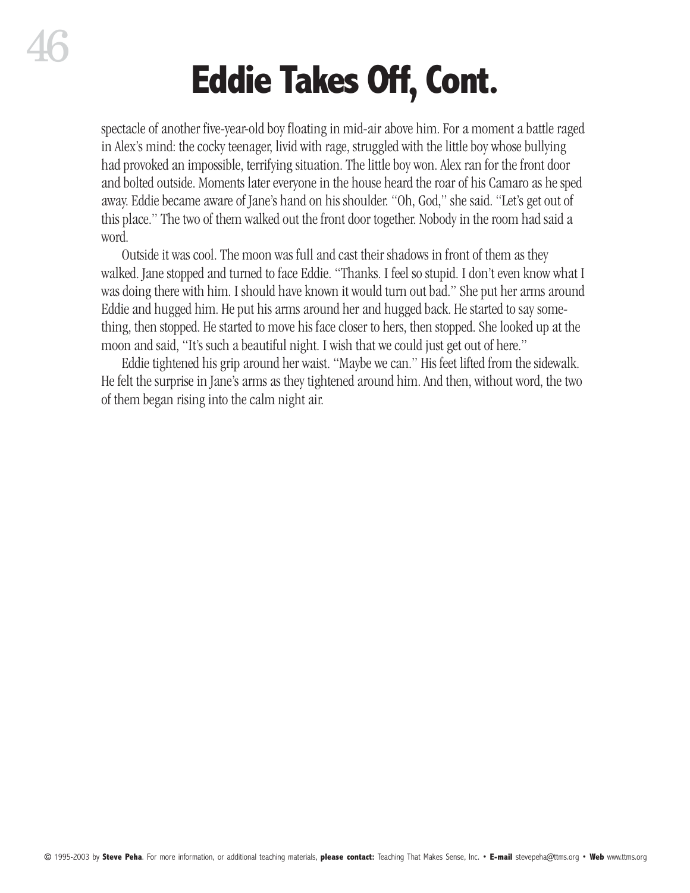# Eddie Takes Off, Cont.

spectacle of another five-year-old boy floating in mid-air above him. For a moment a battle raged in Alex's mind: the cocky teenager, livid with rage, struggled with the little boy whose bullying had provoked an impossible, terrifying situation. The little boy won. Alex ran for the front door and bolted outside. Moments later everyone in the house heard the roar of his Camaro as he sped away. Eddie became aware of Jane's hand on his shoulder. "Oh, God," she said. "Let's get out of this place." The two of them walked out the front door together. Nobody in the room had said a word.

Outside it was cool. The moon was full and cast their shadows in front of them as they walked. Jane stopped and turned to face Eddie. "Thanks. I feel so stupid. I don't even know what I was doing there with him. I should have known it would turn out bad." She put her arms around Eddie and hugged him. He put his arms around her and hugged back. He started to say something, then stopped. He started to move his face closer to hers, then stopped. She looked up at the moon and said, "It's such a beautiful night. I wish that we could just get out of here."

Eddie tightened his grip around her waist. "Maybe we can." His feet lifted from the sidewalk. He felt the surprise in Jane's arms as they tightened around him. And then, without word, the two of them began rising into the calm night air.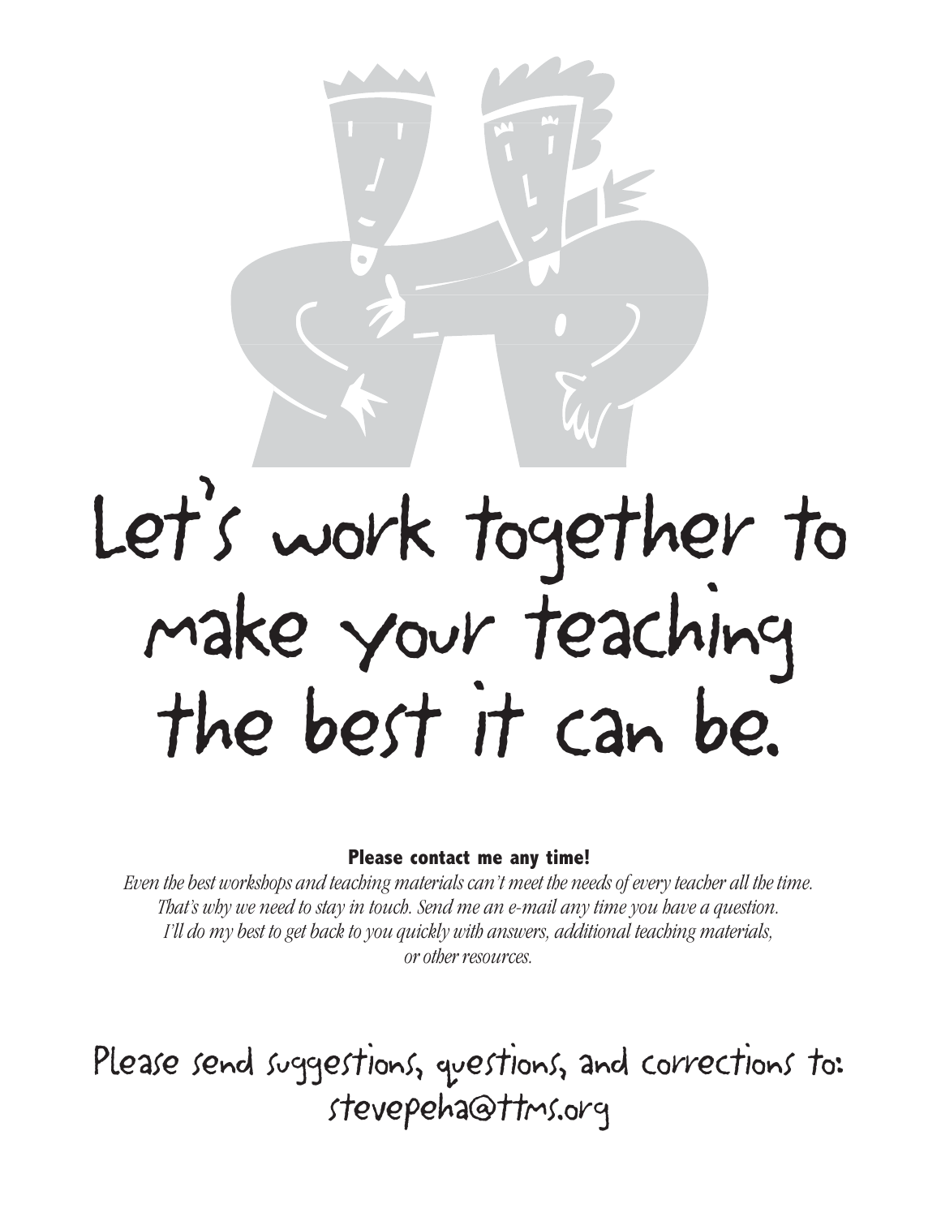# Let's work together to make your teaching the best it can be.

**Please contact me any time!**

*Even the best workshops and teaching materials can't meet the needs of every teacher all the time. That's why we need to stay in touch. Send me an e-mail any time you have a question. I'll do my best to get back to you quickly with answers, additional teaching materials, or other resources.*

Please send suggestions, questions, and corrections to:
stevepeha@ttms.org